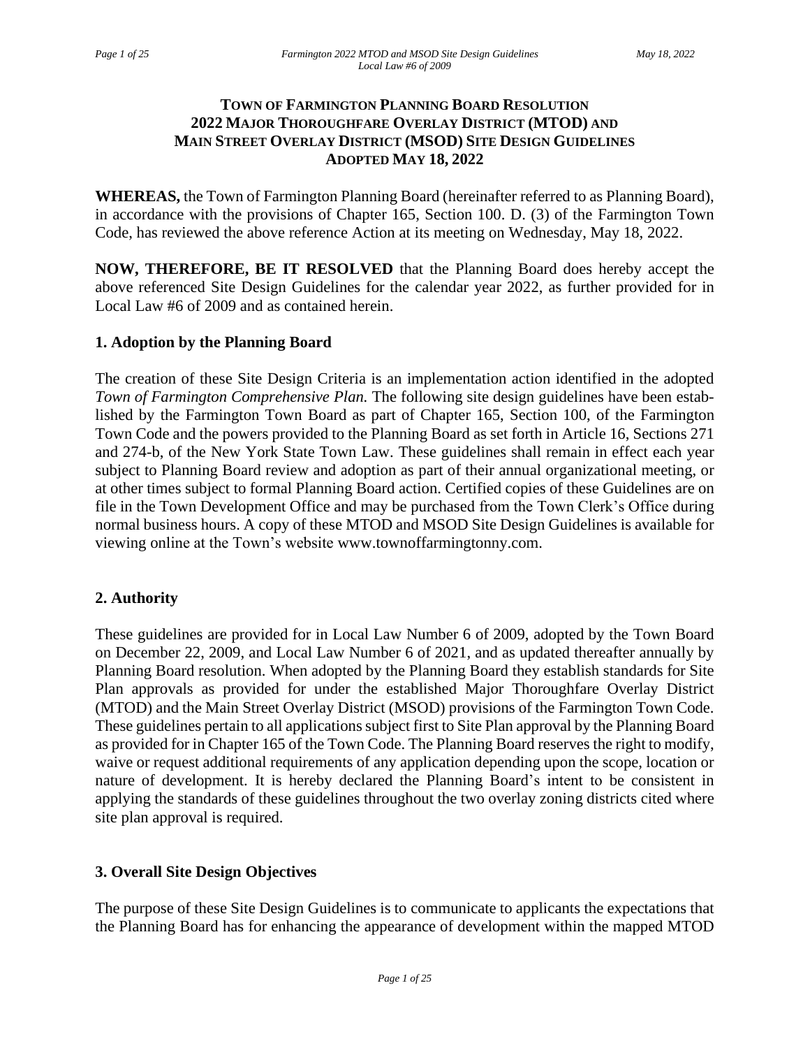# TOWN OF FARMINGTON PLANNING BOARD RESOLUTION 2022 MAJOR THOROUGHFARE OVERLAY DISTRICT (MTOD) AND MAIN STREET OVERLAY DISTRICT (MSOD) SITE DESIGN GUIDELINES ADOPTED MAY 18, 2022

**WHEREAS,** the Town of Farmington Planning Board (hereinafter referred to as Planning Board), in accordance with the provisions of Chapter 165, Section 100. D. (3) of the Farmington Town Code, has reviewed the above reference Action at its meeting on Wednesday, May 18, 2022.

**NOW, THEREFORE, BE IT RESOLVED** that the Planning Board does hereby accept the above referenced Site Design Guidelines for the calendar year 2022, as further provided for in Local Law #6 of 2009 and as contained herein.

## 1. Adoption by the Planning Board

The creation of these Site Design Criteria is an implementation action identified in the adopted *Town of Farmington Comprehensive Plan.* The following site design guidelines have been established by the Farmington Town Board as part of Chapter 165, Section 100, of the Farmington Town Code and the powers provided to the Planning Board as set forth in Article 16, Sections 271 and 274-b, of the New York State Town Law. These guidelines shall remain in effect each year subject to Planning Board review and adoption as part of their annual organizational meeting, or at other times subject to formal Planning Board action. Certified copies of these Guidelines are on file in the Town Development Office and may be purchased from the Town Clerk's Office during normal business hours. A copy of these MTOD and MSOD Site Design Guidelines is available for viewing online at the Town's website www.townoffarmingtonny.com.

## 2. Authority

These guidelines are provided for in Local Law Number 6 of 2009, adopted by the Town Board on December 22, 2009, and Local Law Number 6 of 2021, and as updated thereafter annually by Planning Board resolution. When adopted by the Planning Board they establish standards for Site Plan approvals as provided for under the established Major Thoroughfare Overlay District (MTOD) and the Main Street Overlay District (MSOD) provisions of the Farmington Town Code. These guidelines pertain to all applications subject first to Site Plan approval by the Planning Board as provided for in Chapter 165 of the Town Code. The Planning Board reserves the right to modify, waive or request additional requirements of any application depending upon the scope, location or nature of development. It is hereby declared the Planning Board's intent to be consistent in applying the standards of these guidelines throughout the two overlay zoning districts cited where site plan approval is required.

## 3. Overall Site Design Objectives

The purpose of these Site Design Guidelines is to communicate to applicants the expectations that the Planning Board has for enhancing the appearance of development within the mapped MTOD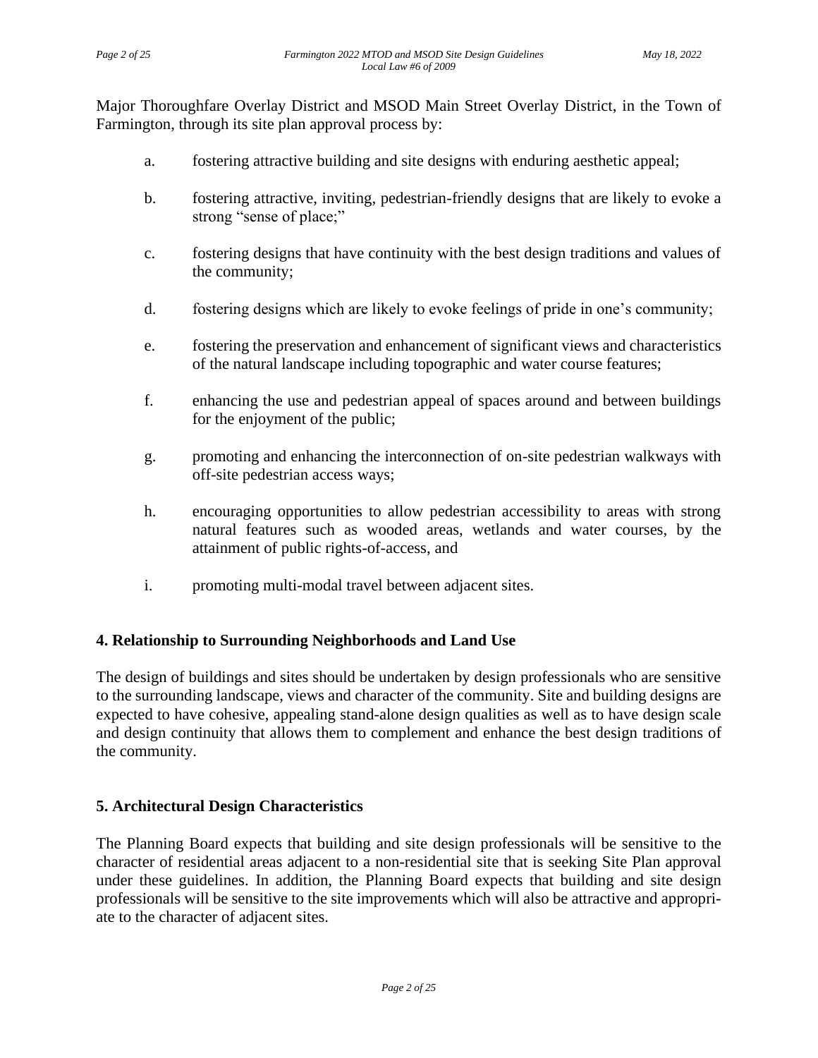Major Thoroughfare Overlay District and MSOD Main Street Overlay District, in the Town of Farmington, through its site plan approval process by:

a. fostering attractive building and site designs with enduring aesthetic appeal;

b. fostering attractive, inviting, pedestrian-friendly designs that are likely to evoke a strong "sense of place;"

c. fostering designs that have continuity with the best design traditions and values of the community;

d. fostering designs which are likely to evoke feelings of pride in one's community;

e. fostering the preservation and enhancement of significant views and characteristics of the natural landscape including topographic and water course features;

f. enhancing the use and pedestrian appeal of spaces around and between buildings for the enjoyment of the public;

g. promoting and enhancing the interconnection of on-site pedestrian walkways with off-site pedestrian access ways;

h. encouraging opportunities to allow pedestrian accessibility to areas with strong natural features such as wooded areas, wetlands and water courses, by the attainment of public rights-of-access, and

i. promoting multi-modal travel between adjacent sites.

## 4. Relationship to Surrounding Neighborhoods and Land Use

The design of buildings and sites should be undertaken by design professionals who are sensitive to the surrounding landscape, views and character of the community. Site and building designs are expected to have cohesive, appealing stand-alone design qualities as well as to have design scale and design continuity that allows them to complement and enhance the best design traditions of the community.

## 5. Architectural Design Characteristics

The Planning Board expects that building and site design professionals will be sensitive to the character of residential areas adjacent to a non-residential site that is seeking Site Plan approval under these guidelines. In addition, the Planning Board expects that building and site design professionals will be sensitive to the site improvements which will also be attractive and appropriate to the character of adjacent sites.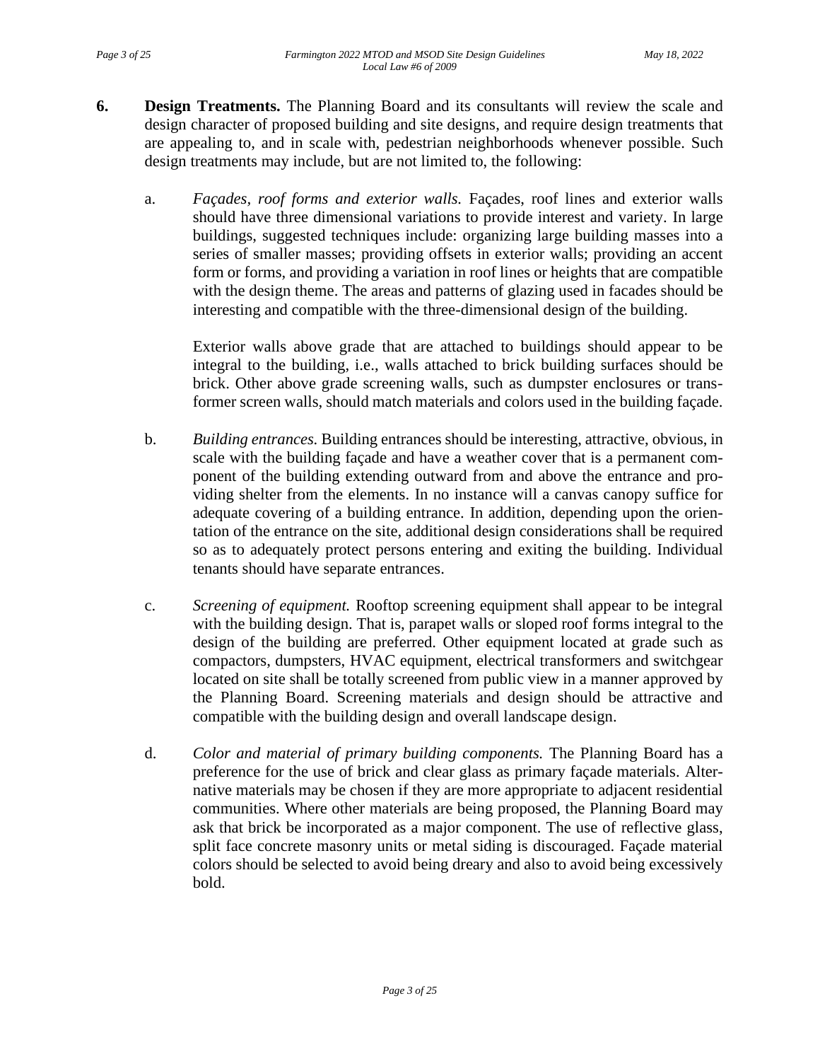**6. Design Treatments.** The Planning Board and its consultants will review the scale and design character of proposed building and site designs, and require design treatments that are appealing to, and in scale with, pedestrian neighborhoods whenever possible. Such design treatments may include, but are not limited to, the following:

a. *Façades, roof forms and exterior walls.* Façades, roof lines and exterior walls should have three dimensional variations to provide interest and variety. In large buildings, suggested techniques include: organizing large building masses into a series of smaller masses; providing offsets in exterior walls; providing an accent form or forms, and providing a variation in roof lines or heights that are compatible with the design theme. The areas and patterns of glazing used in facades should be interesting and compatible with the three-dimensional design of the building.

   Exterior walls above grade that are attached to buildings should appear to be integral to the building, i.e., walls attached to brick building surfaces should be brick. Other above grade screening walls, such as dumpster enclosures or transformer screen walls, should match materials and colors used in the building façade.

b. *Building entrances.* Building entrances should be interesting, attractive, obvious, in scale with the building façade and have a weather cover that is a permanent component of the building extending outward from and above the entrance and providing shelter from the elements. In no instance will a canvas canopy suffice for adequate covering of a building entrance. In addition, depending upon the orientation of the entrance on the site, additional design considerations shall be required so as to adequately protect persons entering and exiting the building. Individual tenants should have separate entrances.

c. *Screening of equipment.* Rooftop screening equipment shall appear to be integral with the building design. That is, parapet walls or sloped roof forms integral to the design of the building are preferred. Other equipment located at grade such as compactors, dumpsters, HVAC equipment, electrical transformers and switchgear located on site shall be totally screened from public view in a manner approved by the Planning Board. Screening materials and design should be attractive and compatible with the building design and overall landscape design.

d. *Color and material of primary building components.* The Planning Board has a preference for the use of brick and clear glass as primary façade materials. Alternative materials may be chosen if they are more appropriate to adjacent residential communities. Where other materials are being proposed, the Planning Board may ask that brick be incorporated as a major component. The use of reflective glass, split face concrete masonry units or metal siding is discouraged. Façade material colors should be selected to avoid being dreary and also to avoid being excessively bold.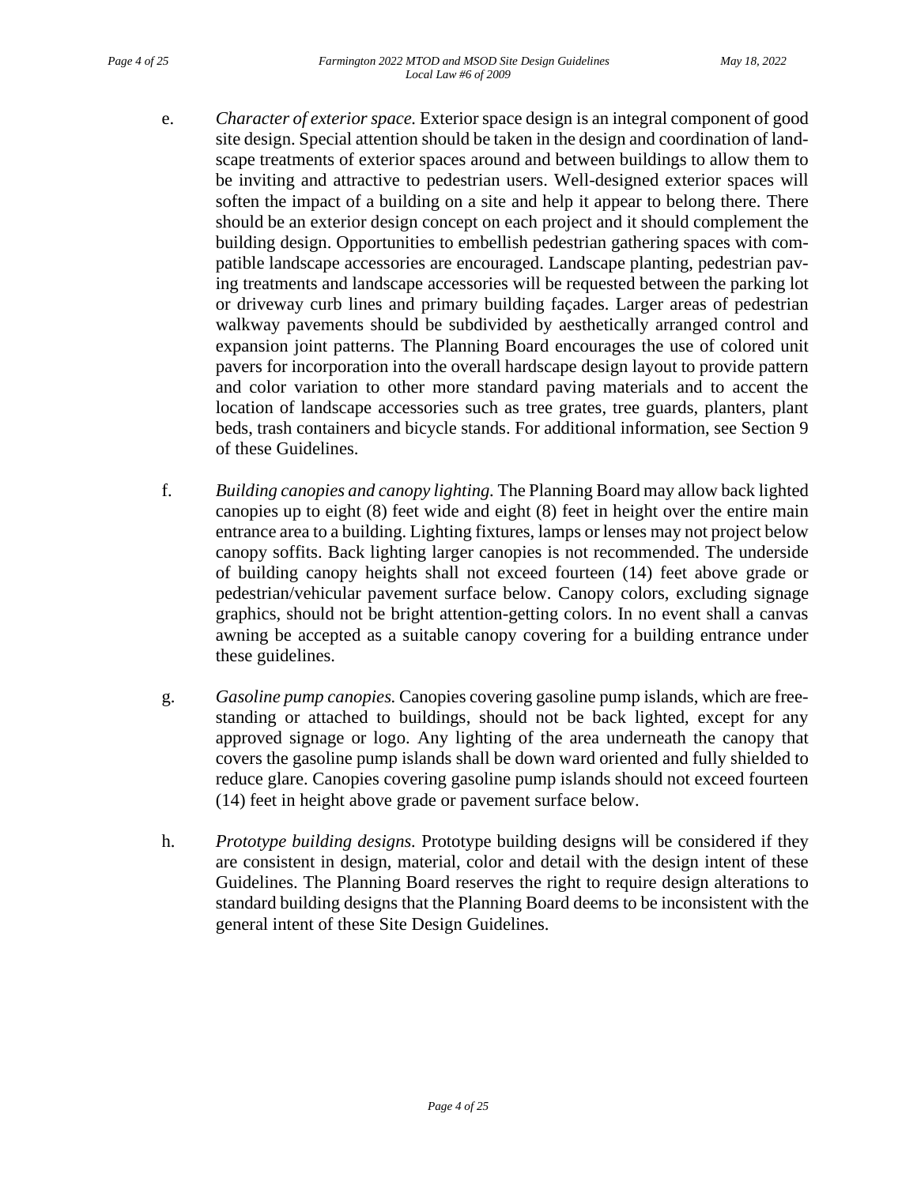e. *Character of exterior space.* Exterior space design is an integral component of good site design. Special attention should be taken in the design and coordination of landscape treatments of exterior spaces around and between buildings to allow them to be inviting and attractive to pedestrian users. Well-designed exterior spaces will soften the impact of a building on a site and help it appear to belong there. There should be an exterior design concept on each project and it should complement the building design. Opportunities to embellish pedestrian gathering spaces with compatible landscape accessories are encouraged. Landscape planting, pedestrian paving treatments and landscape accessories will be requested between the parking lot or driveway curb lines and primary building façades. Larger areas of pedestrian walkway pavements should be subdivided by aesthetically arranged control and expansion joint patterns. The Planning Board encourages the use of colored unit pavers for incorporation into the overall hardscape design layout to provide pattern and color variation to other more standard paving materials and to accent the location of landscape accessories such as tree grates, tree guards, planters, plant beds, trash containers and bicycle stands. For additional information, see Section 9 of these Guidelines.

f. *Building canopies and canopy lighting.* The Planning Board may allow back lighted canopies up to eight (8) feet wide and eight (8) feet in height over the entire main entrance area to a building. Lighting fixtures, lamps or lenses may not project below canopy soffits. Back lighting larger canopies is not recommended. The underside of building canopy heights shall not exceed fourteen (14) feet above grade or pedestrian/vehicular pavement surface below. Canopy colors, excluding signage graphics, should not be bright attention-getting colors. In no event shall a canvas awning be accepted as a suitable canopy covering for a building entrance under these guidelines.

g. *Gasoline pump canopies.* Canopies covering gasoline pump islands, which are freestanding or attached to buildings, should not be back lighted, except for any approved signage or logo. Any lighting of the area underneath the canopy that covers the gasoline pump islands shall be down ward oriented and fully shielded to reduce glare. Canopies covering gasoline pump islands should not exceed fourteen (14) feet in height above grade or pavement surface below.

h. *Prototype building designs.* Prototype building designs will be considered if they are consistent in design, material, color and detail with the design intent of these Guidelines. The Planning Board reserves the right to require design alterations to standard building designs that the Planning Board deems to be inconsistent with the general intent of these Site Design Guidelines.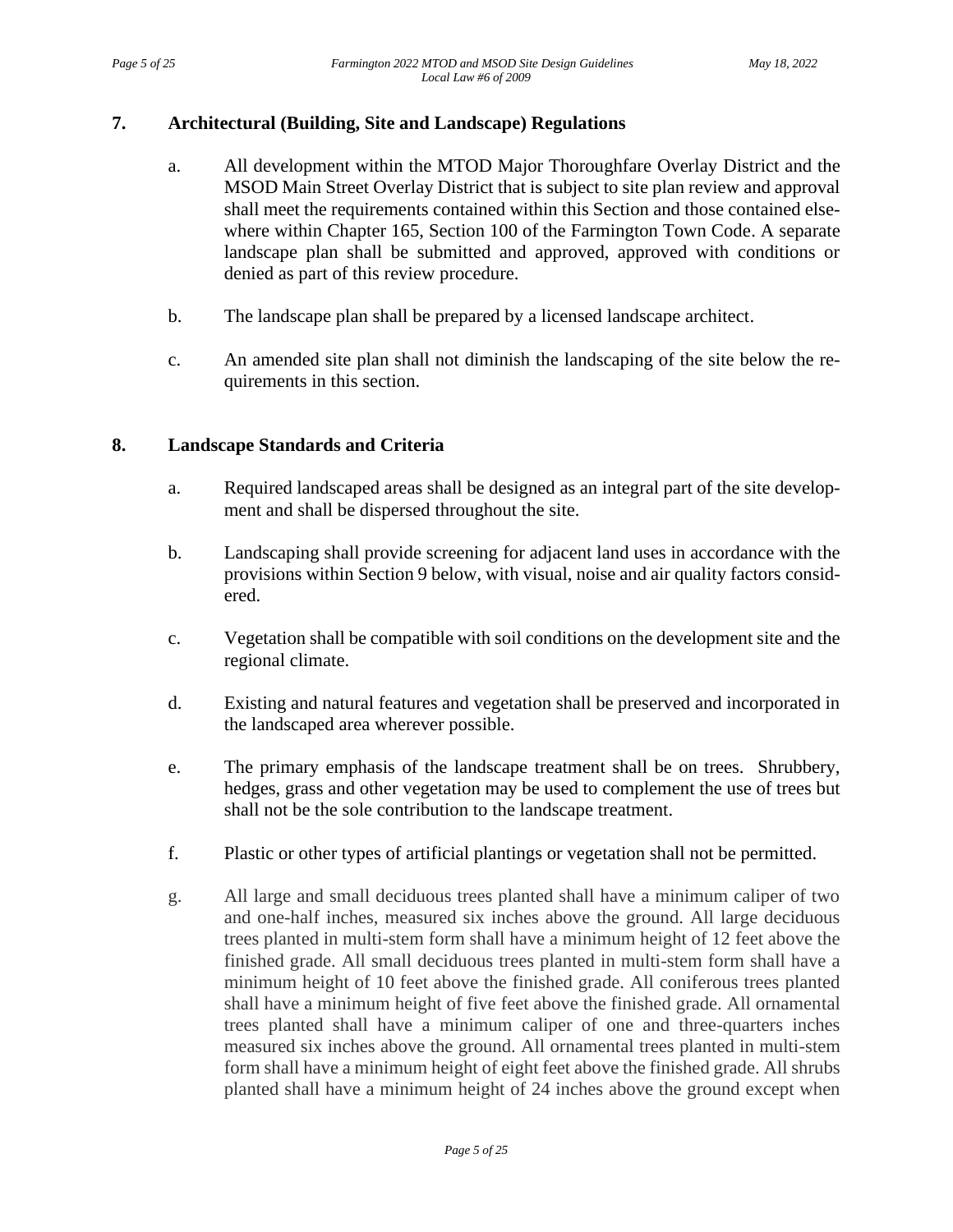## 7. Architectural (Building, Site and Landscape) Regulations

a. All development within the MTOD Major Thoroughfare Overlay District and the MSOD Main Street Overlay District that is subject to site plan review and approval shall meet the requirements contained within this Section and those contained elsewhere within Chapter 165, Section 100 of the Farmington Town Code. A separate landscape plan shall be submitted and approved, approved with conditions or denied as part of this review procedure.

b. The landscape plan shall be prepared by a licensed landscape architect.

c. An amended site plan shall not diminish the landscaping of the site below the requirements in this section.

## 8. Landscape Standards and Criteria

a. Required landscaped areas shall be designed as an integral part of the site development and shall be dispersed throughout the site.

b. Landscaping shall provide screening for adjacent land uses in accordance with the provisions within Section 9 below, with visual, noise and air quality factors considered.

c. Vegetation shall be compatible with soil conditions on the development site and the regional climate.

d. Existing and natural features and vegetation shall be preserved and incorporated in the landscaped area wherever possible.

e. The primary emphasis of the landscape treatment shall be on trees. Shrubbery, hedges, grass and other vegetation may be used to complement the use of trees but shall not be the sole contribution to the landscape treatment.

f. Plastic or other types of artificial plantings or vegetation shall not be permitted.

g. All large and small deciduous trees planted shall have a minimum caliper of two and one-half inches, measured six inches above the ground. All large deciduous trees planted in multi-stem form shall have a minimum height of 12 feet above the finished grade. All small deciduous trees planted in multi-stem form shall have a minimum height of 10 feet above the finished grade. All coniferous trees planted shall have a minimum height of five feet above the finished grade. All ornamental trees planted shall have a minimum caliper of one and three-quarters inches measured six inches above the ground. All ornamental trees planted in multi-stem form shall have a minimum height of eight feet above the finished grade. All shrubs planted shall have a minimum height of 24 inches above the ground except when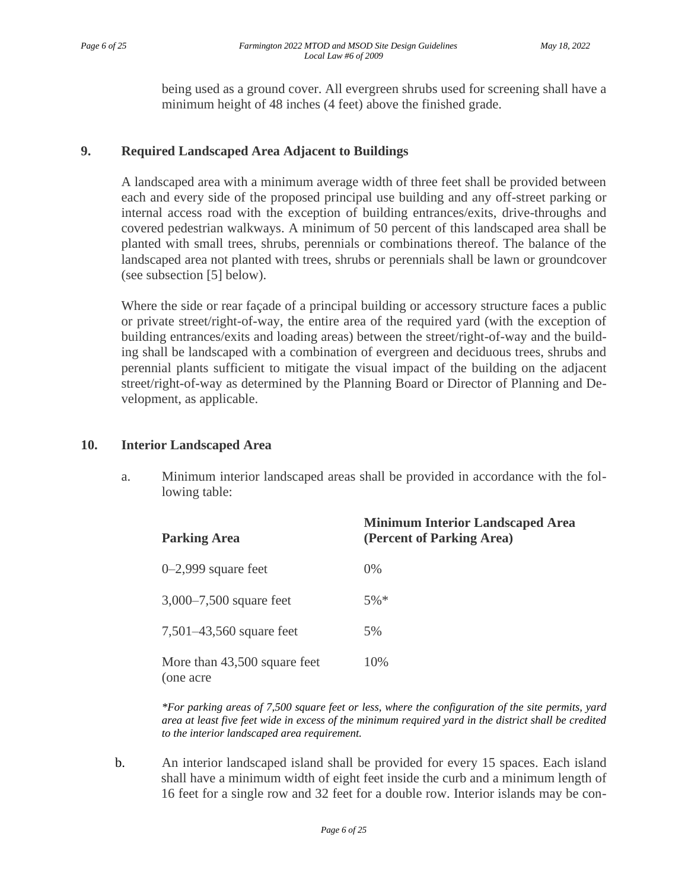being used as a ground cover. All evergreen shrubs used for screening shall have a minimum height of 48 inches (4 feet) above the finished grade.

## 9. Required Landscaped Area Adjacent to Buildings

A landscaped area with a minimum average width of three feet shall be provided between each and every side of the proposed principal use building and any off-street parking or internal access road with the exception of building entrances/exits, drive-throughs and covered pedestrian walkways. A minimum of 50 percent of this landscaped area shall be planted with small trees, shrubs, perennials or combinations thereof. The balance of the landscaped area not planted with trees, shrubs or perennials shall be lawn or groundcover (see subsection [5] below).

Where the side or rear façade of a principal building or accessory structure faces a public or private street/right-of-way, the entire area of the required yard (with the exception of building entrances/exits and loading areas) between the street/right-of-way and the building shall be landscaped with a combination of evergreen and deciduous trees, shrubs and perennial plants sufficient to mitigate the visual impact of the building on the adjacent street/right-of-way as determined by the Planning Board or Director of Planning and Development, as applicable.

## 10. Interior Landscaped Area

a. Minimum interior landscaped areas shall be provided in accordance with the following table:

| Parking Area | Minimum Interior Landscaped Area (Percent of Parking Area) |
|---|---|
| 0–2,999 square feet | 0% |
| 3,000–7,500 square feet | 5%* |
| 7,501–43,560 square feet | 5% |
| More than 43,500 square feet (one acre | 10% |

*\*For parking areas of 7,500 square feet or less, where the configuration of the site permits, yard area at least five feet wide in excess of the minimum required yard in the district shall be credited to the interior landscaped area requirement.*

b. An interior landscaped island shall be provided for every 15 spaces. Each island shall have a minimum width of eight feet inside the curb and a minimum length of 16 feet for a single row and 32 feet for a double row. Interior islands may be con-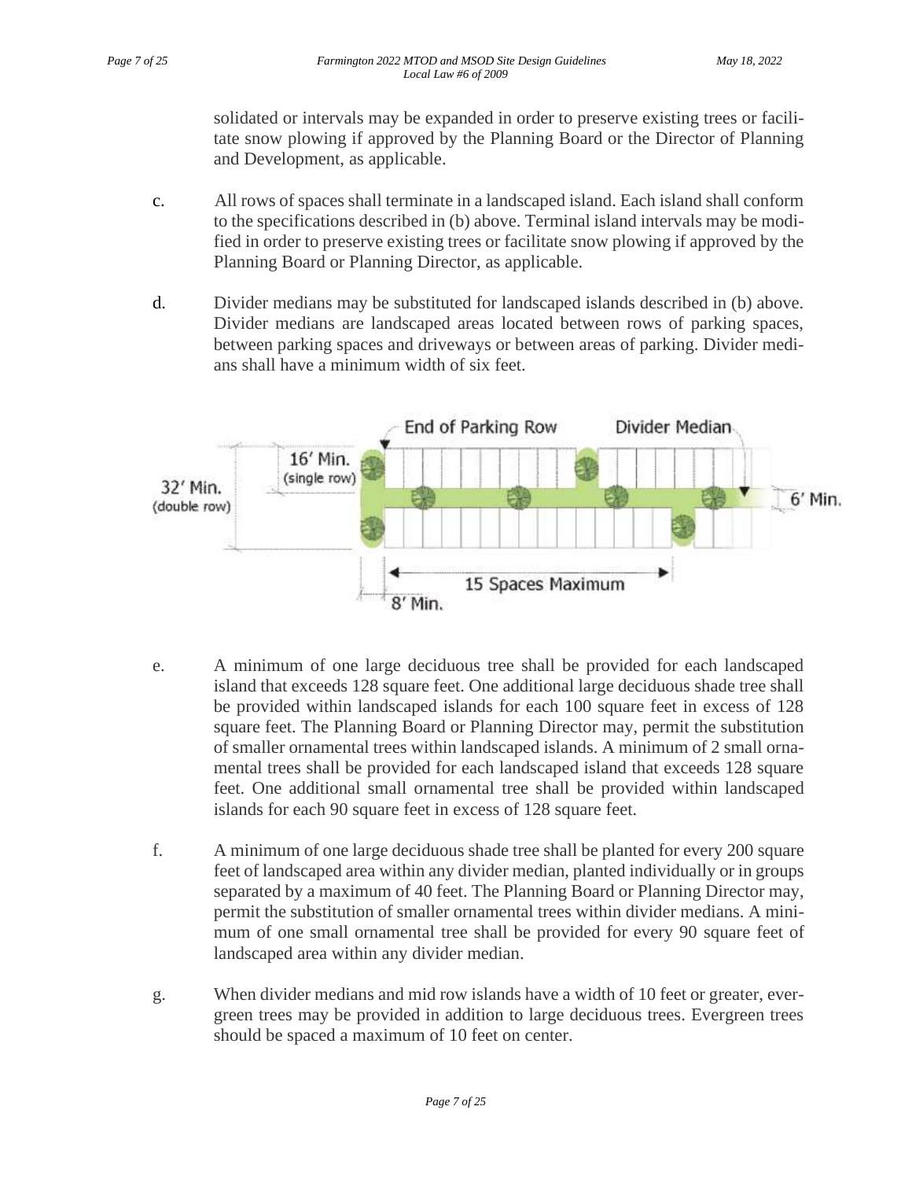solidated or intervals may be expanded in order to preserve existing trees or facilitate snow plowing if approved by the Planning Board or the Director of Planning and Development, as applicable.

c. All rows of spaces shall terminate in a landscaped island. Each island shall conform to the specifications described in (b) above. Terminal island intervals may be modified in order to preserve existing trees or facilitate snow plowing if approved by the Planning Board or Planning Director, as applicable.

d. Divider medians may be substituted for landscaped islands described in (b) above. Divider medians are landscaped areas located between rows of parking spaces, between parking spaces and driveways or between areas of parking. Divider medians shall have a minimum width of six feet.

End of Parking Row

Divider Median

16′ Min. (single row)

32′ Min. (double row)

6′ Min.

15 Spaces Maximum

8′ Min.

e. A minimum of one large deciduous tree shall be provided for each landscaped island that exceeds 128 square feet. One additional large deciduous shade tree shall be provided within landscaped islands for each 100 square feet in excess of 128 square feet. The Planning Board or Planning Director may, permit the substitution of smaller ornamental trees within landscaped islands. A minimum of 2 small ornamental trees shall be provided for each landscaped island that exceeds 128 square feet. One additional small ornamental tree shall be provided within landscaped islands for each 90 square feet in excess of 128 square feet.

f. A minimum of one large deciduous shade tree shall be planted for every 200 square feet of landscaped area within any divider median, planted individually or in groups separated by a maximum of 40 feet. The Planning Board or Planning Director may, permit the substitution of smaller ornamental trees within divider medians. A minimum of one small ornamental tree shall be provided for every 90 square feet of landscaped area within any divider median.

g. When divider medians and mid row islands have a width of 10 feet or greater, evergreen trees may be provided in addition to large deciduous trees. Evergreen trees should be spaced a maximum of 10 feet on center.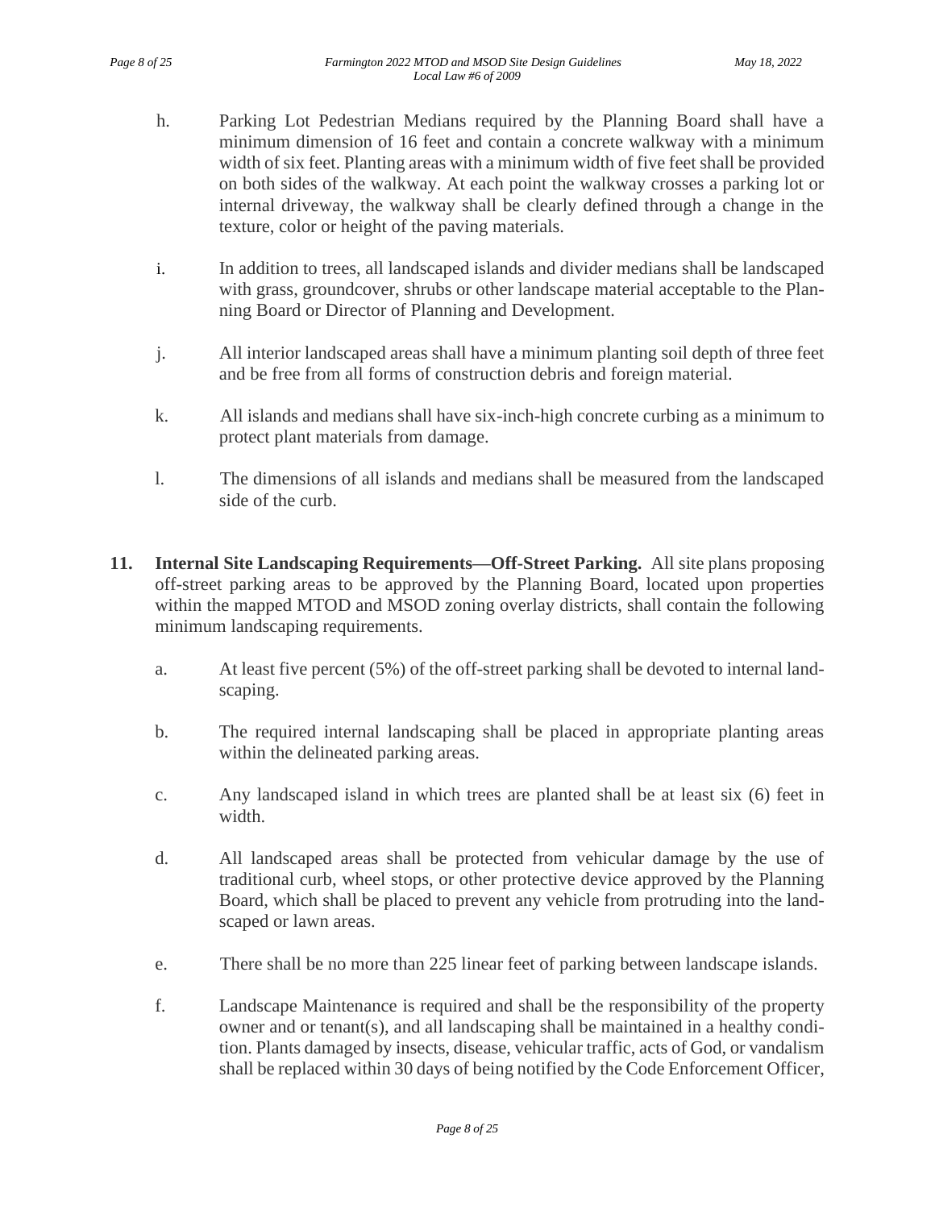h. Parking Lot Pedestrian Medians required by the Planning Board shall have a minimum dimension of 16 feet and contain a concrete walkway with a minimum width of six feet. Planting areas with a minimum width of five feet shall be provided on both sides of the walkway. At each point the walkway crosses a parking lot or internal driveway, the walkway shall be clearly defined through a change in the texture, color or height of the paving materials.

i. In addition to trees, all landscaped islands and divider medians shall be landscaped with grass, groundcover, shrubs or other landscape material acceptable to the Planning Board or Director of Planning and Development.

j. All interior landscaped areas shall have a minimum planting soil depth of three feet and be free from all forms of construction debris and foreign material.

k. All islands and medians shall have six-inch-high concrete curbing as a minimum to protect plant materials from damage.

l. The dimensions of all islands and medians shall be measured from the landscaped side of the curb.

**11. Internal Site Landscaping Requirements—Off-Street Parking.** All site plans proposing off-street parking areas to be approved by the Planning Board, located upon properties within the mapped MTOD and MSOD zoning overlay districts, shall contain the following minimum landscaping requirements.

a. At least five percent (5%) of the off-street parking shall be devoted to internal landscaping.

b. The required internal landscaping shall be placed in appropriate planting areas within the delineated parking areas.

c. Any landscaped island in which trees are planted shall be at least six (6) feet in width.

d. All landscaped areas shall be protected from vehicular damage by the use of traditional curb, wheel stops, or other protective device approved by the Planning Board, which shall be placed to prevent any vehicle from protruding into the landscaped or lawn areas.

e. There shall be no more than 225 linear feet of parking between landscape islands.

f. Landscape Maintenance is required and shall be the responsibility of the property owner and or tenant(s), and all landscaping shall be maintained in a healthy condition. Plants damaged by insects, disease, vehicular traffic, acts of God, or vandalism shall be replaced within 30 days of being notified by the Code Enforcement Officer,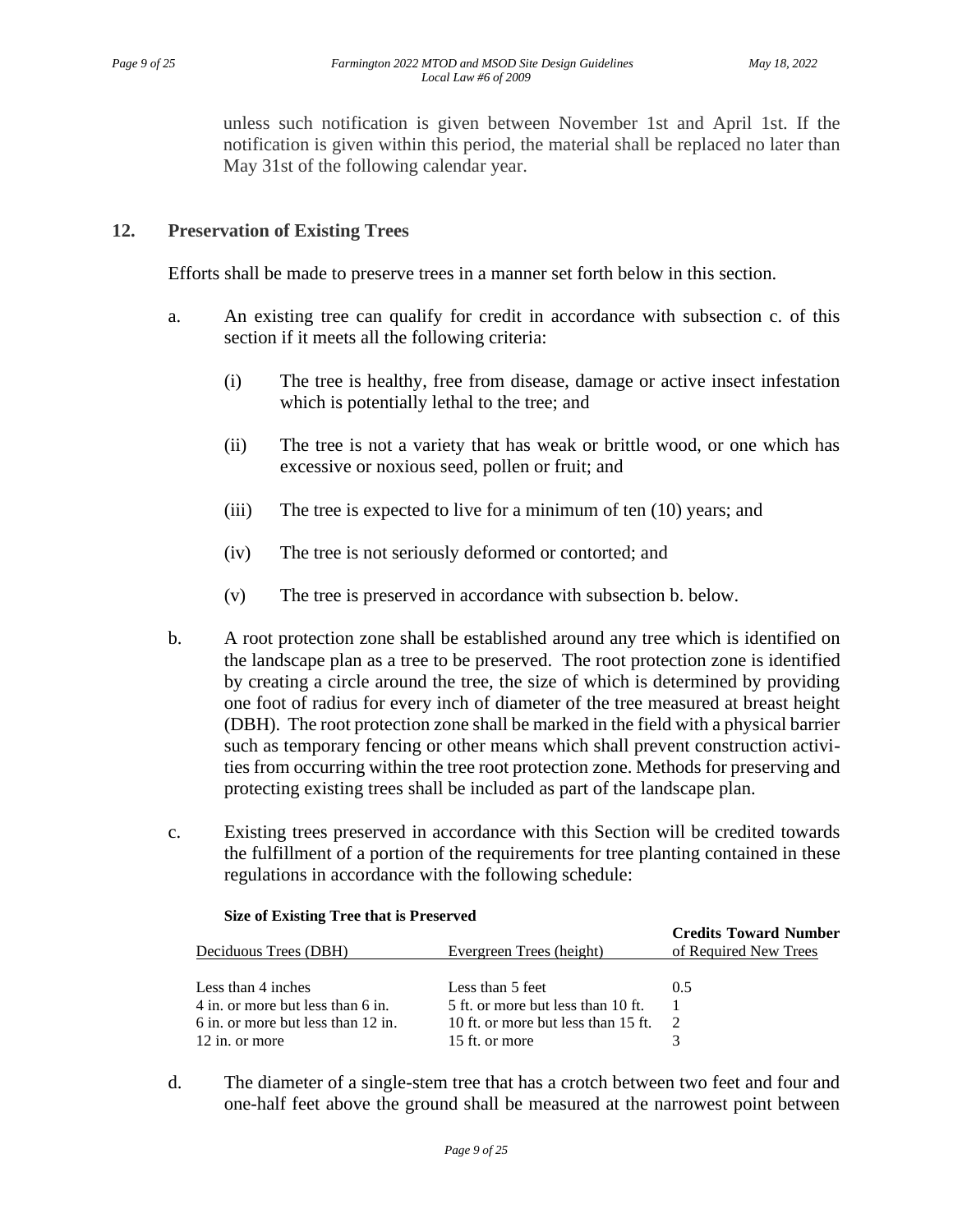unless such notification is given between November 1st and April 1st. If the notification is given within this period, the material shall be replaced no later than May 31st of the following calendar year.

## 12. Preservation of Existing Trees

Efforts shall be made to preserve trees in a manner set forth below in this section.

a. An existing tree can qualify for credit in accordance with subsection c. of this section if it meets all the following criteria:

   (i) The tree is healthy, free from disease, damage or active insect infestation which is potentially lethal to the tree; and

   (ii) The tree is not a variety that has weak or brittle wood, or one which has excessive or noxious seed, pollen or fruit; and

   (iii) The tree is expected to live for a minimum of ten (10) years; and

   (iv) The tree is not seriously deformed or contorted; and

   (v) The tree is preserved in accordance with subsection b. below.

b. A root protection zone shall be established around any tree which is identified on the landscape plan as a tree to be preserved. The root protection zone is identified by creating a circle around the tree, the size of which is determined by providing one foot of radius for every inch of diameter of the tree measured at breast height (DBH). The root protection zone shall be marked in the field with a physical barrier such as temporary fencing or other means which shall prevent construction activities from occurring within the tree root protection zone. Methods for preserving and protecting existing trees shall be included as part of the landscape plan.

c. Existing trees preserved in accordance with this Section will be credited towards the fulfillment of a portion of the requirements for tree planting contained in these regulations in accordance with the following schedule:

| Size of Existing Tree that is Preserved | | |
|---|---|---|
| Deciduous Trees (DBH) | Evergreen Trees (height) | Credits Toward Number of Required New Trees |
| Less than 4 inches | Less than 5 feet | 0.5 |
| 4 in. or more but less than 6 in. | 5 ft. or more but less than 10 ft. | 1 |
| 6 in. or more but less than 12 in. | 10 ft. or more but less than 15 ft. | 2 |
| 12 in. or more | 15 ft. or more | 3 |

d. The diameter of a single-stem tree that has a crotch between two feet and four and one-half feet above the ground shall be measured at the narrowest point between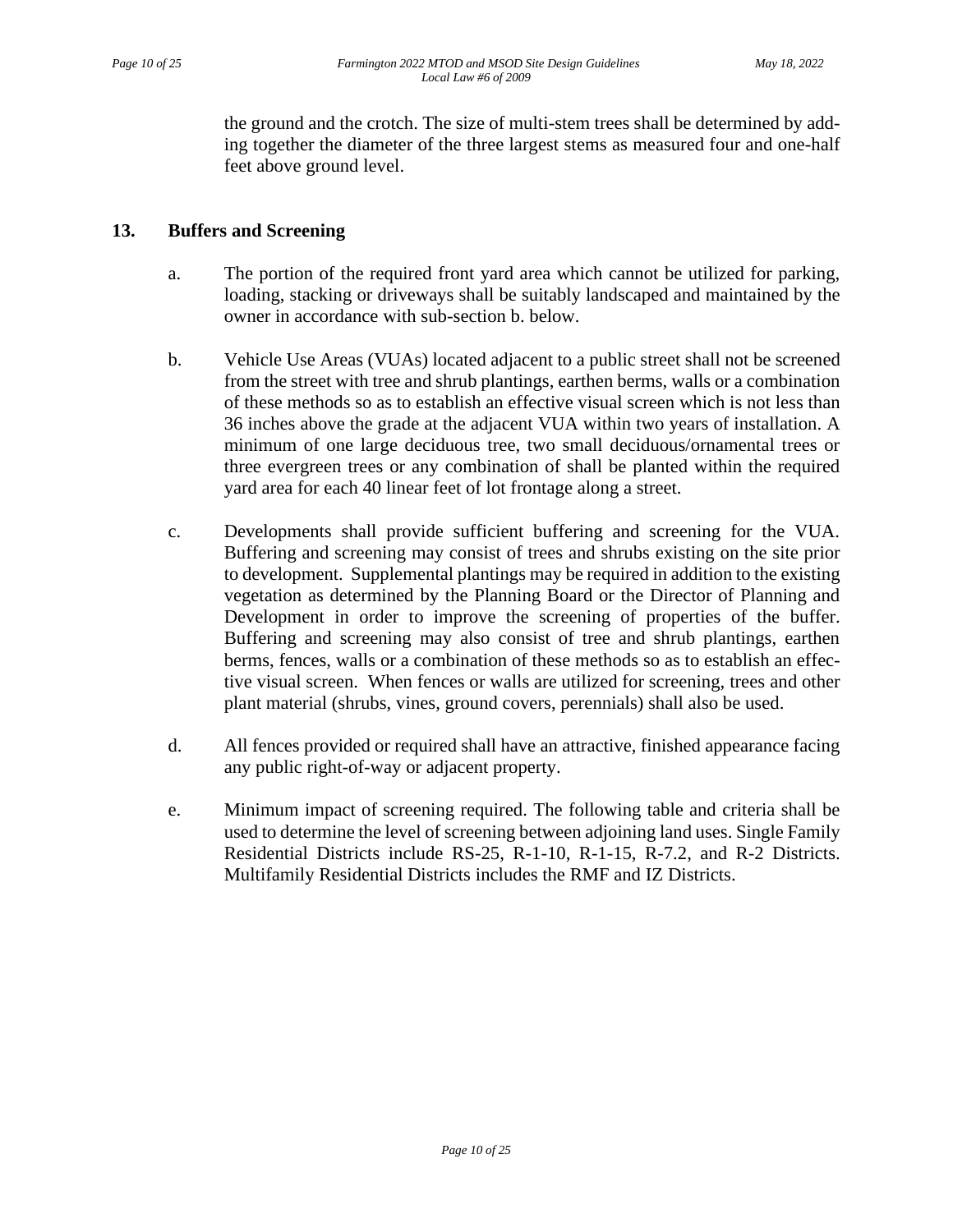the ground and the crotch. The size of multi-stem trees shall be determined by adding together the diameter of the three largest stems as measured four and one-half feet above ground level.

## 13. Buffers and Screening

a. The portion of the required front yard area which cannot be utilized for parking, loading, stacking or driveways shall be suitably landscaped and maintained by the owner in accordance with sub-section b. below.

b. Vehicle Use Areas (VUAs) located adjacent to a public street shall not be screened from the street with tree and shrub plantings, earthen berms, walls or a combination of these methods so as to establish an effective visual screen which is not less than 36 inches above the grade at the adjacent VUA within two years of installation. A minimum of one large deciduous tree, two small deciduous/ornamental trees or three evergreen trees or any combination of shall be planted within the required yard area for each 40 linear feet of lot frontage along a street.

c. Developments shall provide sufficient buffering and screening for the VUA. Buffering and screening may consist of trees and shrubs existing on the site prior to development. Supplemental plantings may be required in addition to the existing vegetation as determined by the Planning Board or the Director of Planning and Development in order to improve the screening of properties of the buffer. Buffering and screening may also consist of tree and shrub plantings, earthen berms, fences, walls or a combination of these methods so as to establish an effective visual screen. When fences or walls are utilized for screening, trees and other plant material (shrubs, vines, ground covers, perennials) shall also be used.

d. All fences provided or required shall have an attractive, finished appearance facing any public right-of-way or adjacent property.

e. Minimum impact of screening required. The following table and criteria shall be used to determine the level of screening between adjoining land uses. Single Family Residential Districts include RS-25, R-1-10, R-1-15, R-7.2, and R-2 Districts. Multifamily Residential Districts includes the RMF and IZ Districts.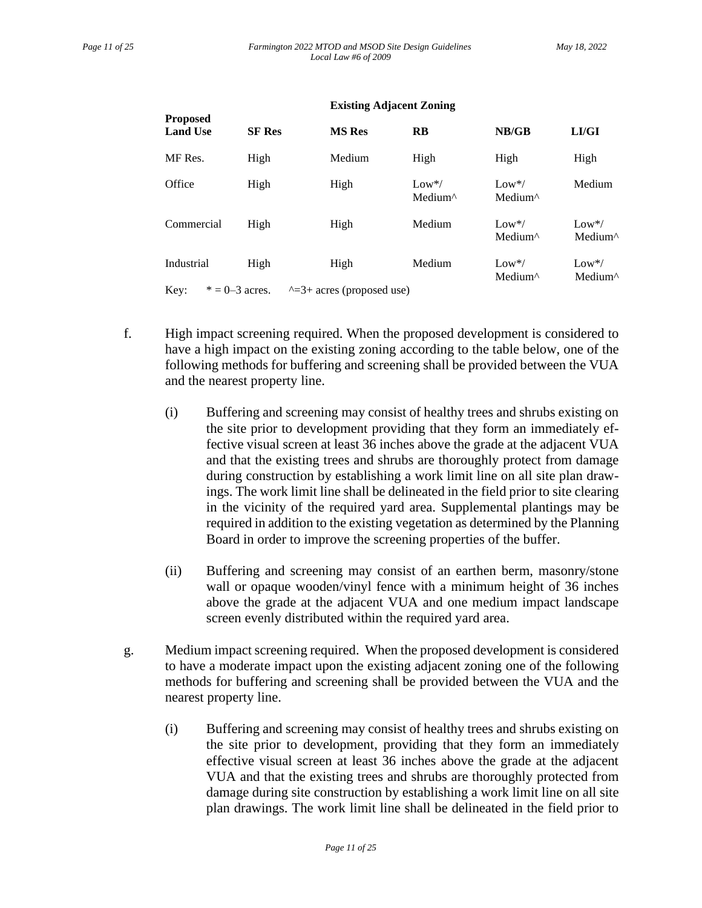| Proposed Land Use | Existing Adjacent Zoning SF Res | MS Res | RB | NB/GB | LI/GI |
|---|---|---|---|---|---|
| MF Res. | High | Medium | High | High | High |
| Office | High | High | Low*/ Medium^ | Low*/ Medium^ | Medium |
| Commercial | High | High | Medium | Low*/ Medium^ | Low*/ Medium^ |
| Industrial | High | High | Medium | Low*/ Medium^ | Low*/ Medium^ |

Key: * = 0–3 acres. ^=3+ acres (proposed use)

f. High impact screening required. When the proposed development is considered to have a high impact on the existing zoning according to the table below, one of the following methods for buffering and screening shall be provided between the VUA and the nearest property line.

(i) Buffering and screening may consist of healthy trees and shrubs existing on the site prior to development providing that they form an immediately effective visual screen at least 36 inches above the grade at the adjacent VUA and that the existing trees and shrubs are thoroughly protect from damage during construction by establishing a work limit line on all site plan drawings. The work limit line shall be delineated in the field prior to site clearing in the vicinity of the required yard area. Supplemental plantings may be required in addition to the existing vegetation as determined by the Planning Board in order to improve the screening properties of the buffer.

(ii) Buffering and screening may consist of an earthen berm, masonry/stone wall or opaque wooden/vinyl fence with a minimum height of 36 inches above the grade at the adjacent VUA and one medium impact landscape screen evenly distributed within the required yard area.

g. Medium impact screening required. When the proposed development is considered to have a moderate impact upon the existing adjacent zoning one of the following methods for buffering and screening shall be provided between the VUA and the nearest property line.

(i) Buffering and screening may consist of healthy trees and shrubs existing on the site prior to development, providing that they form an immediately effective visual screen at least 36 inches above the grade at the adjacent VUA and that the existing trees and shrubs are thoroughly protected from damage during site construction by establishing a work limit line on all site plan drawings. The work limit line shall be delineated in the field prior to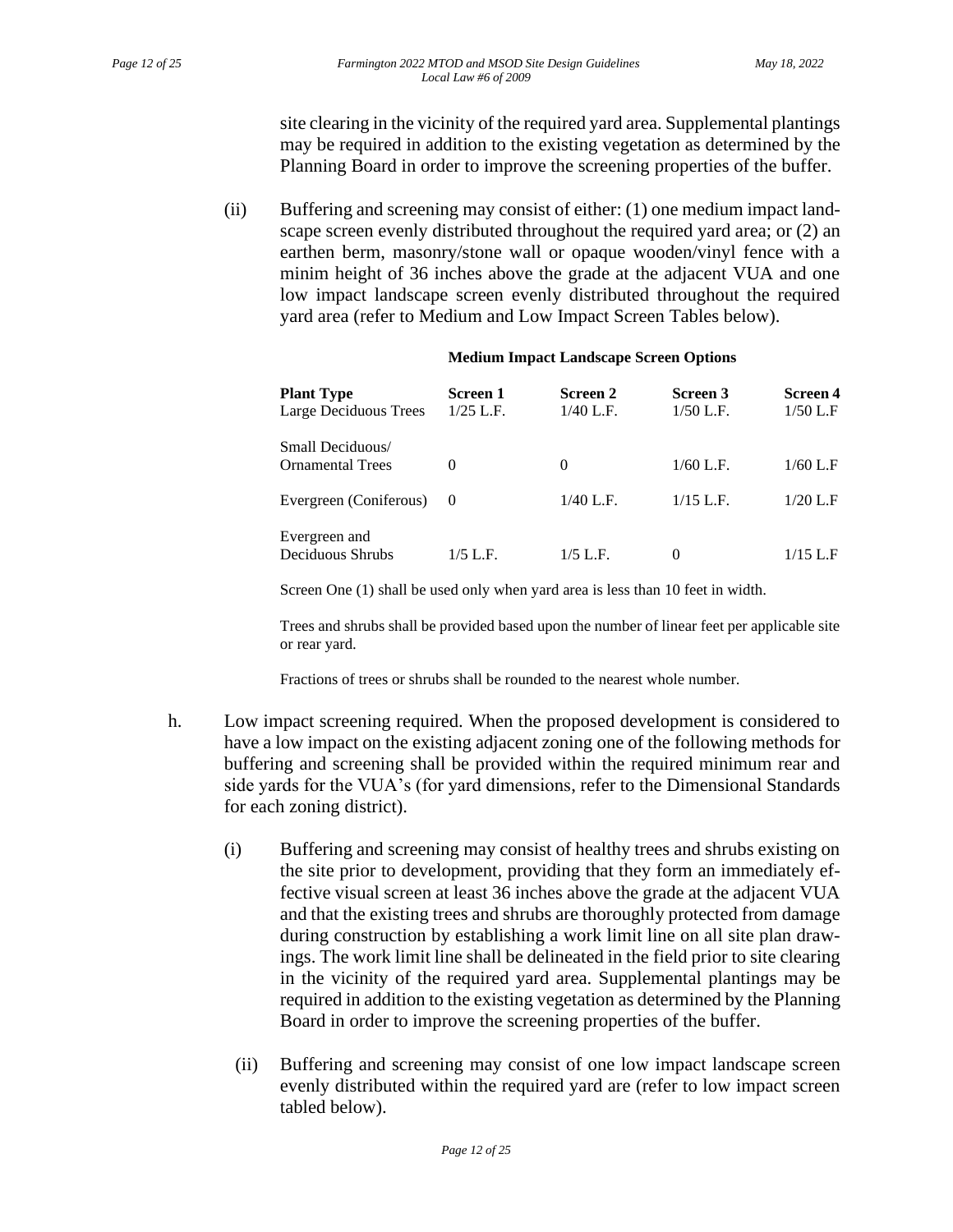site clearing in the vicinity of the required yard area. Supplemental plantings may be required in addition to the existing vegetation as determined by the Planning Board in order to improve the screening properties of the buffer.

(ii) Buffering and screening may consist of either: (1) one medium impact landscape screen evenly distributed throughout the required yard area; or (2) an earthen berm, masonry/stone wall or opaque wooden/vinyl fence with a minim height of 36 inches above the grade at the adjacent VUA and one low impact landscape screen evenly distributed throughout the required yard area (refer to Medium and Low Impact Screen Tables below).

**Medium Impact Landscape Screen Options**

| **Plant Type** | **Screen 1** | **Screen 2** | **Screen 3** | **Screen 4** |
|---|---|---|---|---|
| Large Deciduous Trees | 1/25 L.F. | 1/40 L.F. | 1/50 L.F. | 1/50 L.F |
| Small Deciduous/ Ornamental Trees | 0 | 0 | 1/60 L.F. | 1/60 L.F |
| Evergreen (Coniferous) | 0 | 1/40 L.F. | 1/15 L.F. | 1/20 L.F |
| Evergreen and Deciduous Shrubs | 1/5 L.F. | 1/5 L.F. | 0 | 1/15 L.F |

Screen One (1) shall be used only when yard area is less than 10 feet in width.

Trees and shrubs shall be provided based upon the number of linear feet per applicable site or rear yard.

Fractions of trees or shrubs shall be rounded to the nearest whole number.

h. Low impact screening required. When the proposed development is considered to have a low impact on the existing adjacent zoning one of the following methods for buffering and screening shall be provided within the required minimum rear and side yards for the VUA's (for yard dimensions, refer to the Dimensional Standards for each zoning district).

(i) Buffering and screening may consist of healthy trees and shrubs existing on the site prior to development, providing that they form an immediately effective visual screen at least 36 inches above the grade at the adjacent VUA and that the existing trees and shrubs are thoroughly protected from damage during construction by establishing a work limit line on all site plan drawings. The work limit line shall be delineated in the field prior to site clearing in the vicinity of the required yard area. Supplemental plantings may be required in addition to the existing vegetation as determined by the Planning Board in order to improve the screening properties of the buffer.

(ii) Buffering and screening may consist of one low impact landscape screen evenly distributed within the required yard are (refer to low impact screen tabled below).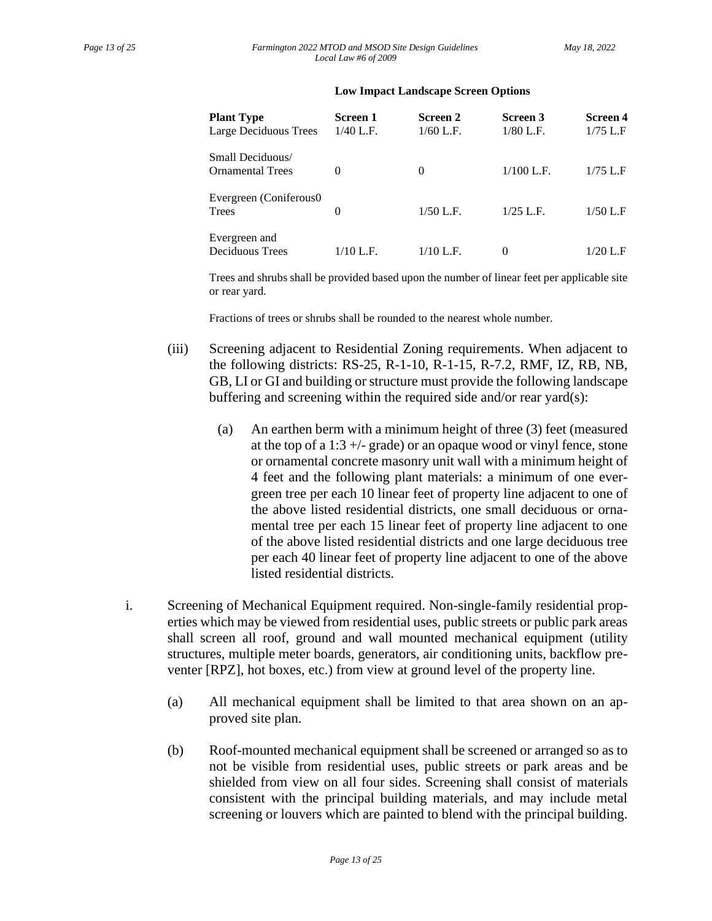**Low Impact Landscape Screen Options**

| Plant Type | Screen 1 | Screen 2 | Screen 3 | Screen 4 |
|---|---|---|---|---|
| Large Deciduous Trees | 1/40 L.F. | 1/60 L.F. | 1/80 L.F. | 1/75 L.F |
| Small Deciduous/ Ornamental Trees | 0 | 0 | 1/100 L.F. | 1/75 L.F |
| Evergreen (Coniferous0 Trees | 0 | 1/50 L.F. | 1/25 L.F. | 1/50 L.F |
| Evergreen and Deciduous Trees | 1/10 L.F. | 1/10 L.F. | 0 | 1/20 L.F |

Trees and shrubs shall be provided based upon the number of linear feet per applicable site or rear yard.

Fractions of trees or shrubs shall be rounded to the nearest whole number.

(iii) Screening adjacent to Residential Zoning requirements. When adjacent to the following districts: RS-25, R-1-10, R-1-15, R-7.2, RMF, IZ, RB, NB, GB, LI or GI and building or structure must provide the following landscape buffering and screening within the required side and/or rear yard(s):

(a) An earthen berm with a minimum height of three (3) feet (measured at the top of a 1:3 +/- grade) or an opaque wood or vinyl fence, stone or ornamental concrete masonry unit wall with a minimum height of 4 feet and the following plant materials: a minimum of one evergreen tree per each 10 linear feet of property line adjacent to one of the above listed residential districts, one small deciduous or ornamental tree per each 15 linear feet of property line adjacent to one of the above listed residential districts and one large deciduous tree per each 40 linear feet of property line adjacent to one of the above listed residential districts.

i. Screening of Mechanical Equipment required. Non-single-family residential properties which may be viewed from residential uses, public streets or public park areas shall screen all roof, ground and wall mounted mechanical equipment (utility structures, multiple meter boards, generators, air conditioning units, backflow preventer [RPZ], hot boxes, etc.) from view at ground level of the property line.

(a) All mechanical equipment shall be limited to that area shown on an approved site plan.

(b) Roof-mounted mechanical equipment shall be screened or arranged so as to not be visible from residential uses, public streets or park areas and be shielded from view on all four sides. Screening shall consist of materials consistent with the principal building materials, and may include metal screening or louvers which are painted to blend with the principal building.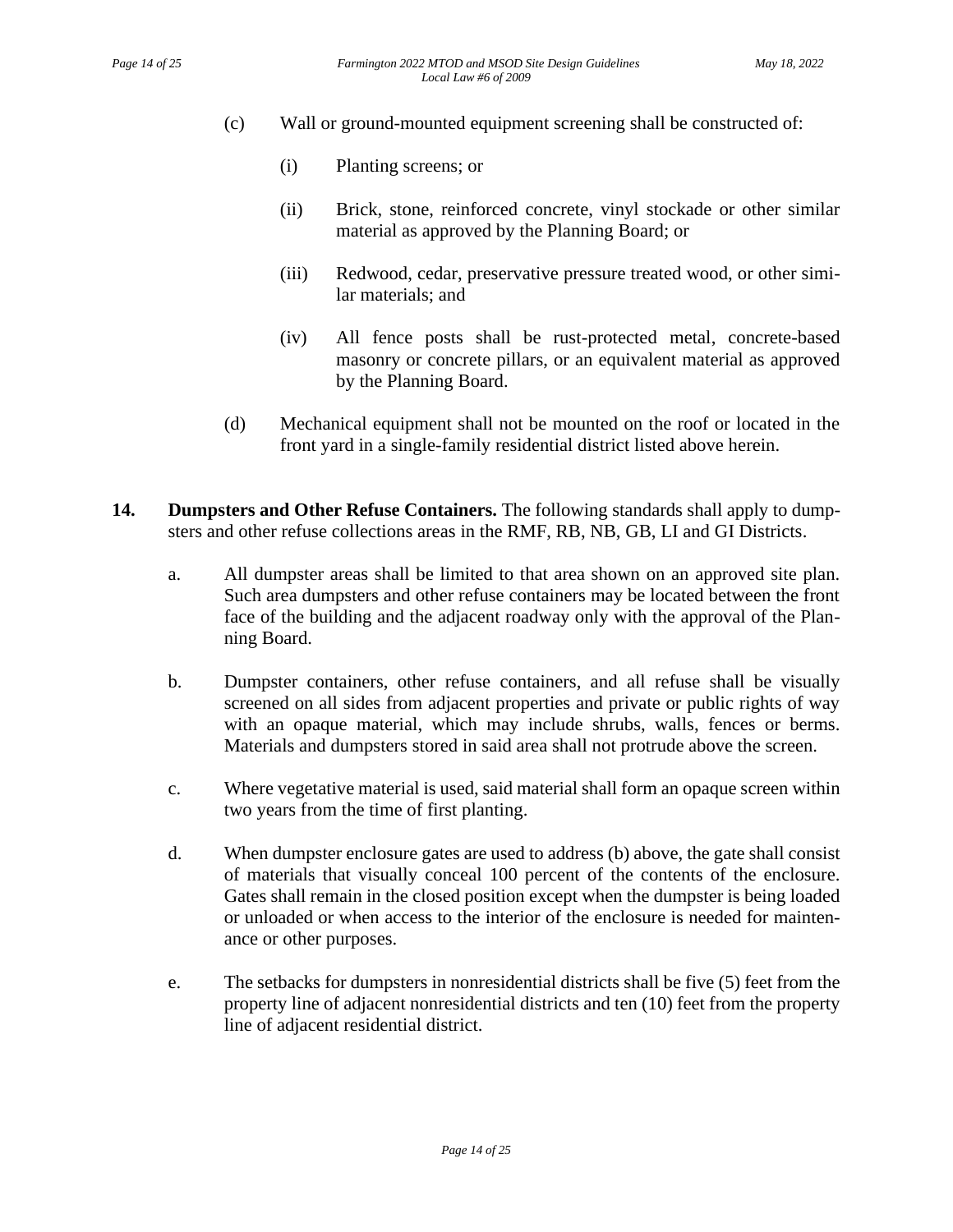(c) Wall or ground-mounted equipment screening shall be constructed of:

   (i) Planting screens; or

   (ii) Brick, stone, reinforced concrete, vinyl stockade or other similar material as approved by the Planning Board; or

   (iii) Redwood, cedar, preservative pressure treated wood, or other similar materials; and

   (iv) All fence posts shall be rust-protected metal, concrete-based masonry or concrete pillars, or an equivalent material as approved by the Planning Board.

(d) Mechanical equipment shall not be mounted on the roof or located in the front yard in a single-family residential district listed above herein.

**14. Dumpsters and Other Refuse Containers.** The following standards shall apply to dumpsters and other refuse collections areas in the RMF, RB, NB, GB, LI and GI Districts.

a. All dumpster areas shall be limited to that area shown on an approved site plan. Such area dumpsters and other refuse containers may be located between the front face of the building and the adjacent roadway only with the approval of the Planning Board.

b. Dumpster containers, other refuse containers, and all refuse shall be visually screened on all sides from adjacent properties and private or public rights of way with an opaque material, which may include shrubs, walls, fences or berms. Materials and dumpsters stored in said area shall not protrude above the screen.

c. Where vegetative material is used, said material shall form an opaque screen within two years from the time of first planting.

d. When dumpster enclosure gates are used to address (b) above, the gate shall consist of materials that visually conceal 100 percent of the contents of the enclosure. Gates shall remain in the closed position except when the dumpster is being loaded or unloaded or when access to the interior of the enclosure is needed for maintenance or other purposes.

e. The setbacks for dumpsters in nonresidential districts shall be five (5) feet from the property line of adjacent nonresidential districts and ten (10) feet from the property line of adjacent residential district.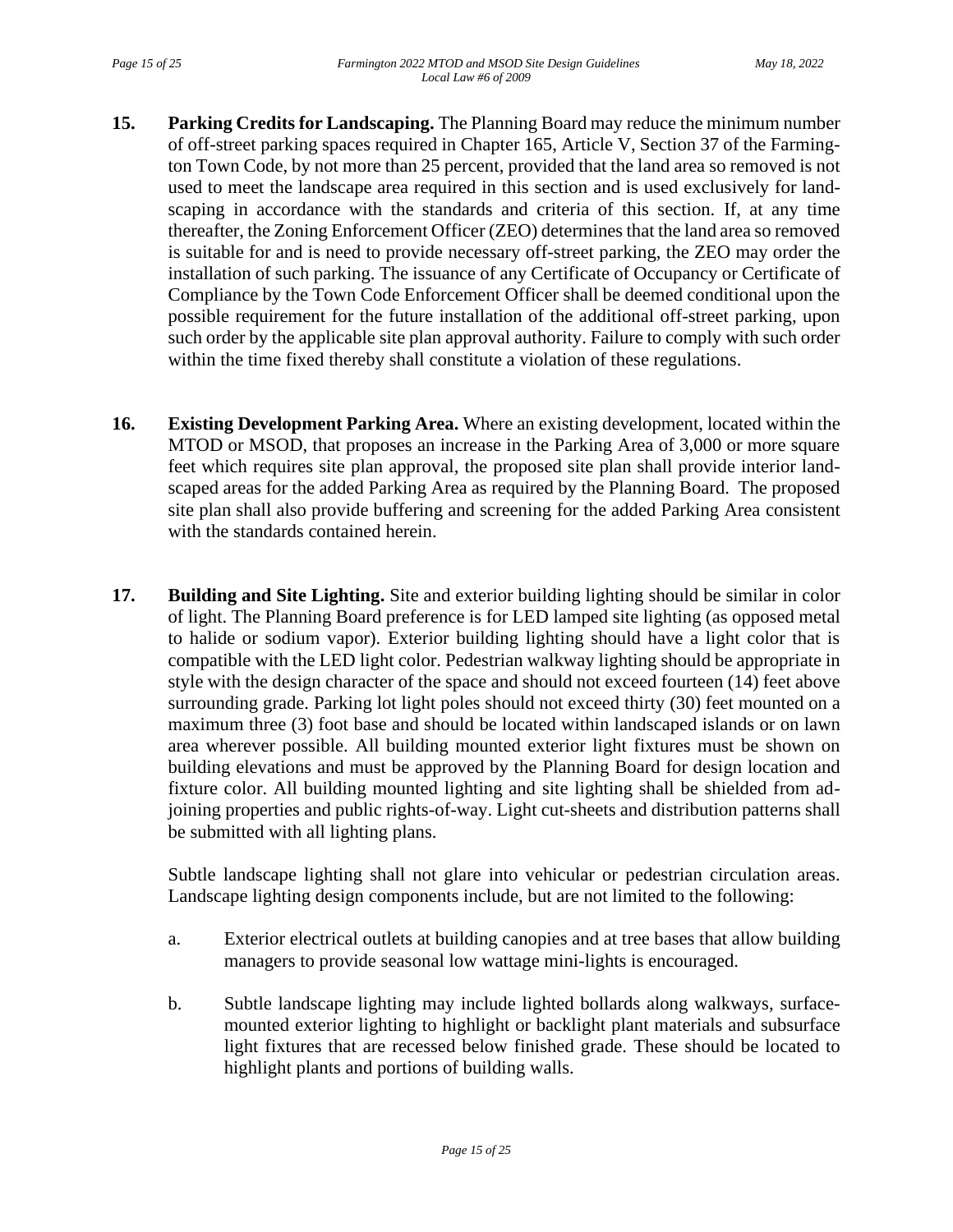**15. Parking Credits for Landscaping.** The Planning Board may reduce the minimum number of off-street parking spaces required in Chapter 165, Article V, Section 37 of the Farmington Town Code, by not more than 25 percent, provided that the land area so removed is not used to meet the landscape area required in this section and is used exclusively for landscaping in accordance with the standards and criteria of this section. If, at any time thereafter, the Zoning Enforcement Officer (ZEO) determines that the land area so removed is suitable for and is need to provide necessary off-street parking, the ZEO may order the installation of such parking. The issuance of any Certificate of Occupancy or Certificate of Compliance by the Town Code Enforcement Officer shall be deemed conditional upon the possible requirement for the future installation of the additional off-street parking, upon such order by the applicable site plan approval authority. Failure to comply with such order within the time fixed thereby shall constitute a violation of these regulations.

**16. Existing Development Parking Area.** Where an existing development, located within the MTOD or MSOD, that proposes an increase in the Parking Area of 3,000 or more square feet which requires site plan approval, the proposed site plan shall provide interior landscaped areas for the added Parking Area as required by the Planning Board. The proposed site plan shall also provide buffering and screening for the added Parking Area consistent with the standards contained herein.

**17. Building and Site Lighting.** Site and exterior building lighting should be similar in color of light. The Planning Board preference is for LED lamped site lighting (as opposed metal to halide or sodium vapor). Exterior building lighting should have a light color that is compatible with the LED light color. Pedestrian walkway lighting should be appropriate in style with the design character of the space and should not exceed fourteen (14) feet above surrounding grade. Parking lot light poles should not exceed thirty (30) feet mounted on a maximum three (3) foot base and should be located within landscaped islands or on lawn area wherever possible. All building mounted exterior light fixtures must be shown on building elevations and must be approved by the Planning Board for design location and fixture color. All building mounted lighting and site lighting shall be shielded from adjoining properties and public rights-of-way. Light cut-sheets and distribution patterns shall be submitted with all lighting plans.

Subtle landscape lighting shall not glare into vehicular or pedestrian circulation areas. Landscape lighting design components include, but are not limited to the following:

a. Exterior electrical outlets at building canopies and at tree bases that allow building managers to provide seasonal low wattage mini-lights is encouraged.

b. Subtle landscape lighting may include lighted bollards along walkways, surface-mounted exterior lighting to highlight or backlight plant materials and subsurface light fixtures that are recessed below finished grade. These should be located to highlight plants and portions of building walls.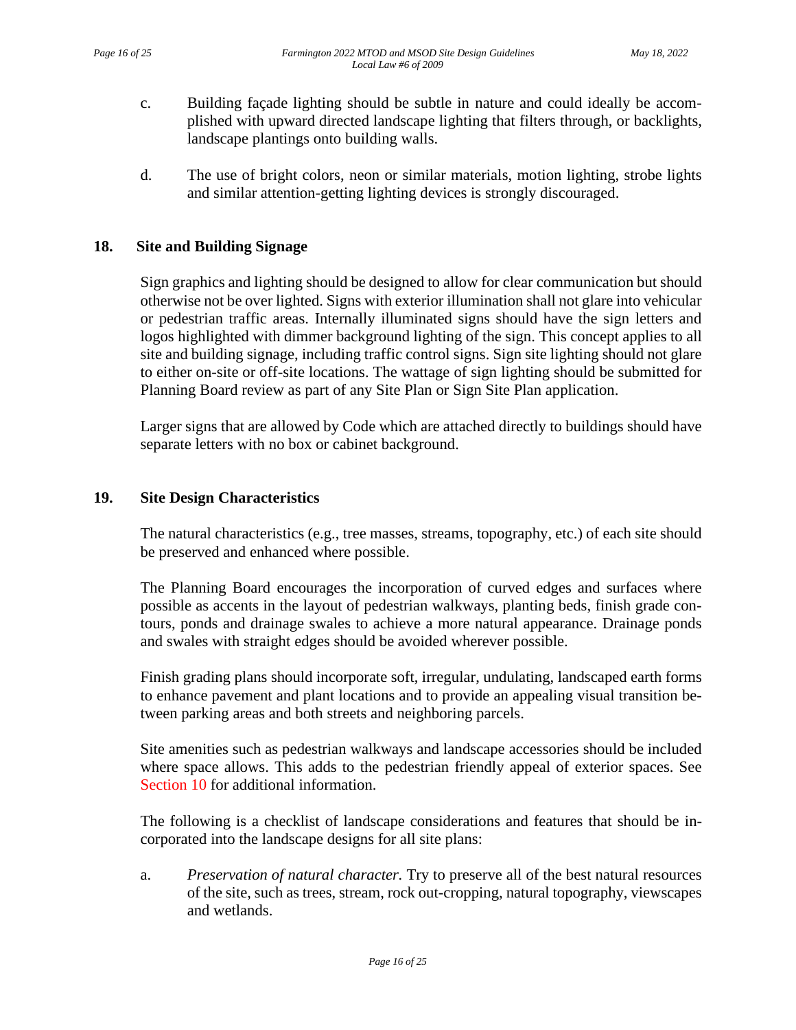c. Building façade lighting should be subtle in nature and could ideally be accomplished with upward directed landscape lighting that filters through, or backlights, landscape plantings onto building walls.

d. The use of bright colors, neon or similar materials, motion lighting, strobe lights and similar attention-getting lighting devices is strongly discouraged.

## 18. Site and Building Signage

Sign graphics and lighting should be designed to allow for clear communication but should otherwise not be over lighted. Signs with exterior illumination shall not glare into vehicular or pedestrian traffic areas. Internally illuminated signs should have the sign letters and logos highlighted with dimmer background lighting of the sign. This concept applies to all site and building signage, including traffic control signs. Sign site lighting should not glare to either on-site or off-site locations. The wattage of sign lighting should be submitted for Planning Board review as part of any Site Plan or Sign Site Plan application.

Larger signs that are allowed by Code which are attached directly to buildings should have separate letters with no box or cabinet background.

## 19. Site Design Characteristics

The natural characteristics (e.g., tree masses, streams, topography, etc.) of each site should be preserved and enhanced where possible.

The Planning Board encourages the incorporation of curved edges and surfaces where possible as accents in the layout of pedestrian walkways, planting beds, finish grade contours, ponds and drainage swales to achieve a more natural appearance. Drainage ponds and swales with straight edges should be avoided wherever possible.

Finish grading plans should incorporate soft, irregular, undulating, landscaped earth forms to enhance pavement and plant locations and to provide an appealing visual transition between parking areas and both streets and neighboring parcels.

Site amenities such as pedestrian walkways and landscape accessories should be included where space allows. This adds to the pedestrian friendly appeal of exterior spaces. See Section 10 for additional information.

The following is a checklist of landscape considerations and features that should be incorporated into the landscape designs for all site plans:

a. *Preservation of natural character.* Try to preserve all of the best natural resources of the site, such as trees, stream, rock out-cropping, natural topography, viewscapes and wetlands.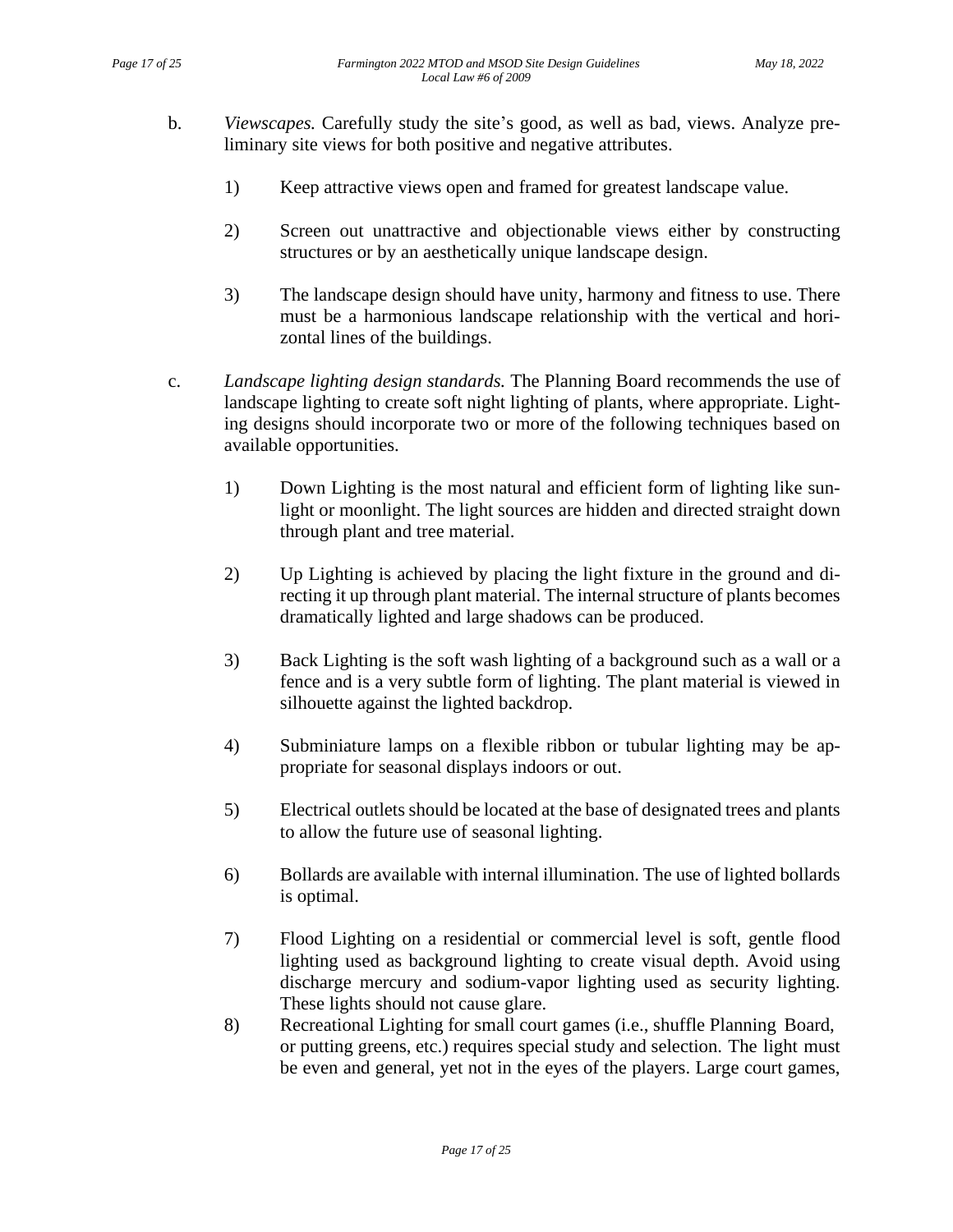b. *Viewscapes.* Carefully study the site's good, as well as bad, views. Analyze preliminary site views for both positive and negative attributes.

   1) Keep attractive views open and framed for greatest landscape value.

   2) Screen out unattractive and objectionable views either by constructing structures or by an aesthetically unique landscape design.

   3) The landscape design should have unity, harmony and fitness to use. There must be a harmonious landscape relationship with the vertical and horizontal lines of the buildings.

c. *Landscape lighting design standards.* The Planning Board recommends the use of landscape lighting to create soft night lighting of plants, where appropriate. Lighting designs should incorporate two or more of the following techniques based on available opportunities.

   1) Down Lighting is the most natural and efficient form of lighting like sunlight or moonlight. The light sources are hidden and directed straight down through plant and tree material.

   2) Up Lighting is achieved by placing the light fixture in the ground and directing it up through plant material. The internal structure of plants becomes dramatically lighted and large shadows can be produced.

   3) Back Lighting is the soft wash lighting of a background such as a wall or a fence and is a very subtle form of lighting. The plant material is viewed in silhouette against the lighted backdrop.

   4) Subminiature lamps on a flexible ribbon or tubular lighting may be appropriate for seasonal displays indoors or out.

   5) Electrical outlets should be located at the base of designated trees and plants to allow the future use of seasonal lighting.

   6) Bollards are available with internal illumination. The use of lighted bollards is optimal.

   7) Flood Lighting on a residential or commercial level is soft, gentle flood lighting used as background lighting to create visual depth. Avoid using discharge mercury and sodium-vapor lighting used as security lighting. These lights should not cause glare.

   8) Recreational Lighting for small court games (i.e., shuffle Planning Board, or putting greens, etc.) requires special study and selection. The light must be even and general, yet not in the eyes of the players. Large court games,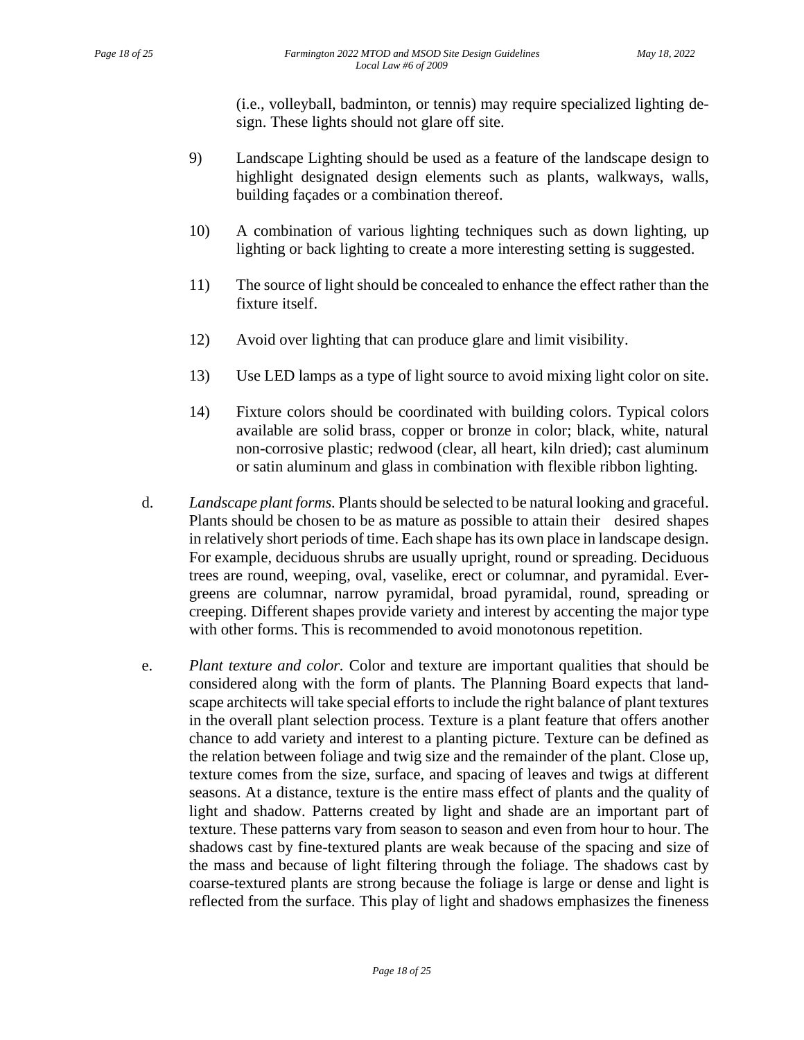(i.e., volleyball, badminton, or tennis) may require specialized lighting design. These lights should not glare off site.

9) Landscape Lighting should be used as a feature of the landscape design to highlight designated design elements such as plants, walkways, walls, building façades or a combination thereof.

10) A combination of various lighting techniques such as down lighting, up lighting or back lighting to create a more interesting setting is suggested.

11) The source of light should be concealed to enhance the effect rather than the fixture itself.

12) Avoid over lighting that can produce glare and limit visibility.

13) Use LED lamps as a type of light source to avoid mixing light color on site.

14) Fixture colors should be coordinated with building colors. Typical colors available are solid brass, copper or bronze in color; black, white, natural non-corrosive plastic; redwood (clear, all heart, kiln dried); cast aluminum or satin aluminum and glass in combination with flexible ribbon lighting.

d. *Landscape plant forms.* Plants should be selected to be natural looking and graceful. Plants should be chosen to be as mature as possible to attain their desired shapes in relatively short periods of time. Each shape has its own place in landscape design. For example, deciduous shrubs are usually upright, round or spreading. Deciduous trees are round, weeping, oval, vaselike, erect or columnar, and pyramidal. Evergreens are columnar, narrow pyramidal, broad pyramidal, round, spreading or creeping. Different shapes provide variety and interest by accenting the major type with other forms. This is recommended to avoid monotonous repetition.

e. *Plant texture and color.* Color and texture are important qualities that should be considered along with the form of plants. The Planning Board expects that landscape architects will take special efforts to include the right balance of plant textures in the overall plant selection process. Texture is a plant feature that offers another chance to add variety and interest to a planting picture. Texture can be defined as the relation between foliage and twig size and the remainder of the plant. Close up, texture comes from the size, surface, and spacing of leaves and twigs at different seasons. At a distance, texture is the entire mass effect of plants and the quality of light and shadow. Patterns created by light and shade are an important part of texture. These patterns vary from season to season and even from hour to hour. The shadows cast by fine-textured plants are weak because of the spacing and size of the mass and because of light filtering through the foliage. The shadows cast by coarse-textured plants are strong because the foliage is large or dense and light is reflected from the surface. This play of light and shadows emphasizes the fineness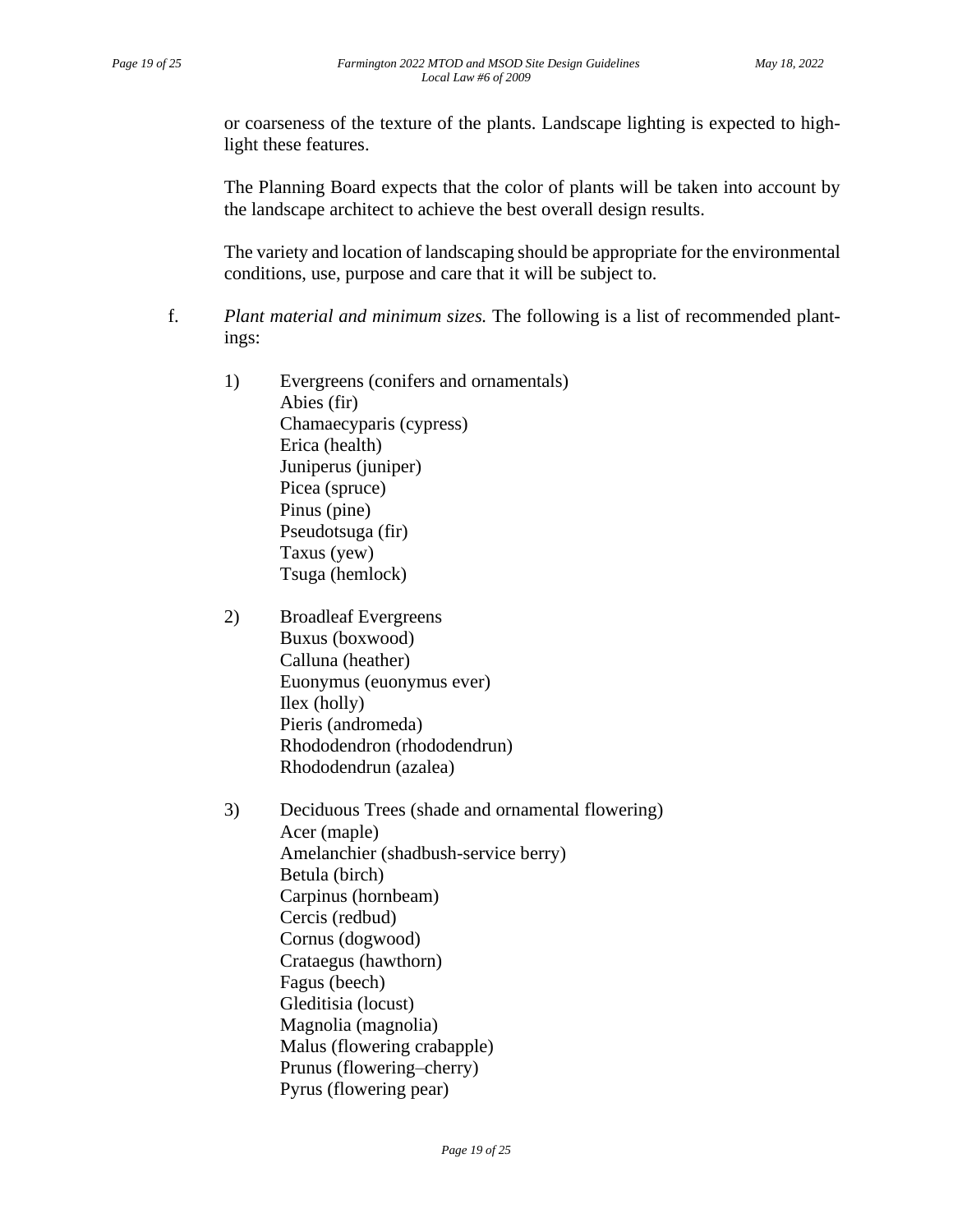or coarseness of the texture of the plants. Landscape lighting is expected to highlight these features.

The Planning Board expects that the color of plants will be taken into account by the landscape architect to achieve the best overall design results.

The variety and location of landscaping should be appropriate for the environmental conditions, use, purpose and care that it will be subject to.

f. *Plant material and minimum sizes.* The following is a list of recommended plantings:

1) Evergreens (conifers and ornamentals)
   Abies (fir)
   Chamaecyparis (cypress)
   Erica (health)
   Juniperus (juniper)
   Picea (spruce)
   Pinus (pine)
   Pseudotsuga (fir)
   Taxus (yew)
   Tsuga (hemlock)

2) Broadleaf Evergreens
   Buxus (boxwood)
   Calluna (heather)
   Euonymus (euonymus ever)
   Ilex (holly)
   Pieris (andromeda)
   Rhododendron (rhododendrun)
   Rhododendrun (azalea)

3) Deciduous Trees (shade and ornamental flowering)
   Acer (maple)
   Amelanchier (shadbush-service berry)
   Betula (birch)
   Carpinus (hornbeam)
   Cercis (redbud)
   Cornus (dogwood)
   Crataegus (hawthorn)
   Fagus (beech)
   Gleditisia (locust)
   Magnolia (magnolia)
   Malus (flowering crabapple)
   Prunus (flowering–cherry)
   Pyrus (flowering pear)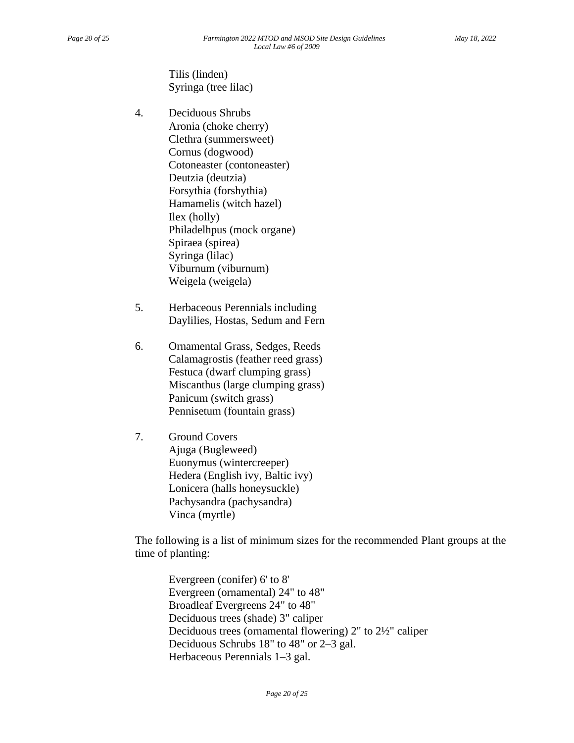Tilis (linden)
Syringa (tree lilac)

4. Deciduous Shrubs
   Aronia (choke cherry)
   Clethra (summersweet)
   Cornus (dogwood)
   Cotoneaster (contoneaster)
   Deutzia (deutzia)
   Forsythia (forshythia)
   Hamamelis (witch hazel)
   Ilex (holly)
   Philadelhpus (mock organe)
   Spiraea (spirea)
   Syringa (lilac)
   Viburnum (viburnum)
   Weigela (weigela)

5. Herbaceous Perennials including
   Daylilies, Hostas, Sedum and Fern

6. Ornamental Grass, Sedges, Reeds
   Calamagrostis (feather reed grass)
   Festuca (dwarf clumping grass)
   Miscanthus (large clumping grass)
   Panicum (switch grass)
   Pennisetum (fountain grass)

7. Ground Covers
   Ajuga (Bugleweed)
   Euonymus (wintercreeper)
   Hedera (English ivy, Baltic ivy)
   Lonicera (halls honeysuckle)
   Pachysandra (pachysandra)
   Vinca (myrtle)

The following is a list of minimum sizes for the recommended Plant groups at the time of planting:

Evergreen (conifer) 6' to 8'
Evergreen (ornamental) 24" to 48"
Broadleaf Evergreens 24" to 48"
Deciduous trees (shade) 3" caliper
Deciduous trees (ornamental flowering) 2" to 2½" caliper
Deciduous Schrubs 18" to 48" or 2–3 gal.
Herbaceous Perennials 1–3 gal.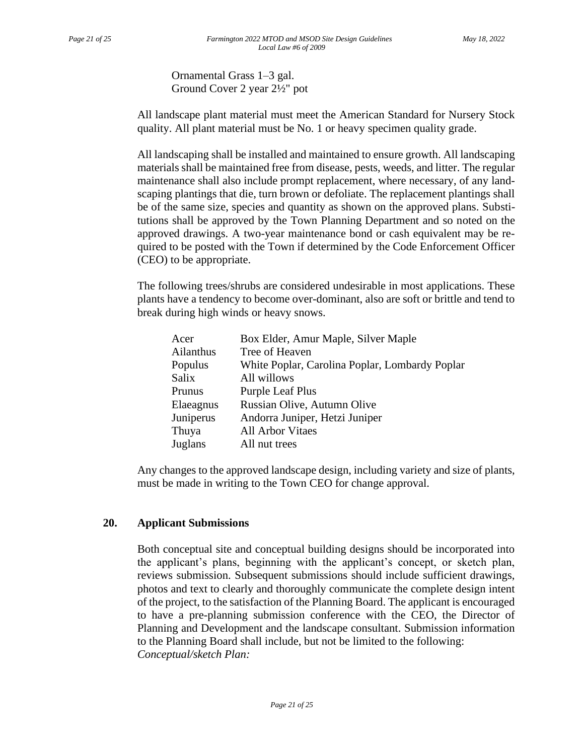Ornamental Grass 1–3 gal.
Ground Cover 2 year 2½" pot

All landscape plant material must meet the American Standard for Nursery Stock quality. All plant material must be No. 1 or heavy specimen quality grade.

All landscaping shall be installed and maintained to ensure growth. All landscaping materials shall be maintained free from disease, pests, weeds, and litter. The regular maintenance shall also include prompt replacement, where necessary, of any landscaping plantings that die, turn brown or defoliate. The replacement plantings shall be of the same size, species and quantity as shown on the approved plans. Substitutions shall be approved by the Town Planning Department and so noted on the approved drawings. A two-year maintenance bond or cash equivalent may be required to be posted with the Town if determined by the Code Enforcement Officer (CEO) to be appropriate.

The following trees/shrubs are considered undesirable in most applications. These plants have a tendency to become over-dominant, also are soft or brittle and tend to break during high winds or heavy snows.

| | |
|---|---|
| Acer | Box Elder, Amur Maple, Silver Maple |
| Ailanthus | Tree of Heaven |
| Populus | White Poplar, Carolina Poplar, Lombardy Poplar |
| Salix | All willows |
| Prunus | Purple Leaf Plus |
| Elaeagnus | Russian Olive, Autumn Olive |
| Juniperus | Andorra Juniper, Hetzi Juniper |
| Thuya | All Arbor Vitaes |
| Juglans | All nut trees |

Any changes to the approved landscape design, including variety and size of plants, must be made in writing to the Town CEO for change approval.

## 20. Applicant Submissions

Both conceptual site and conceptual building designs should be incorporated into the applicant's plans, beginning with the applicant's concept, or sketch plan, reviews submission. Subsequent submissions should include sufficient drawings, photos and text to clearly and thoroughly communicate the complete design intent of the project, to the satisfaction of the Planning Board. The applicant is encouraged to have a pre-planning submission conference with the CEO, the Director of Planning and Development and the landscape consultant. Submission information to the Planning Board shall include, but not be limited to the following:
*Conceptual/sketch Plan:*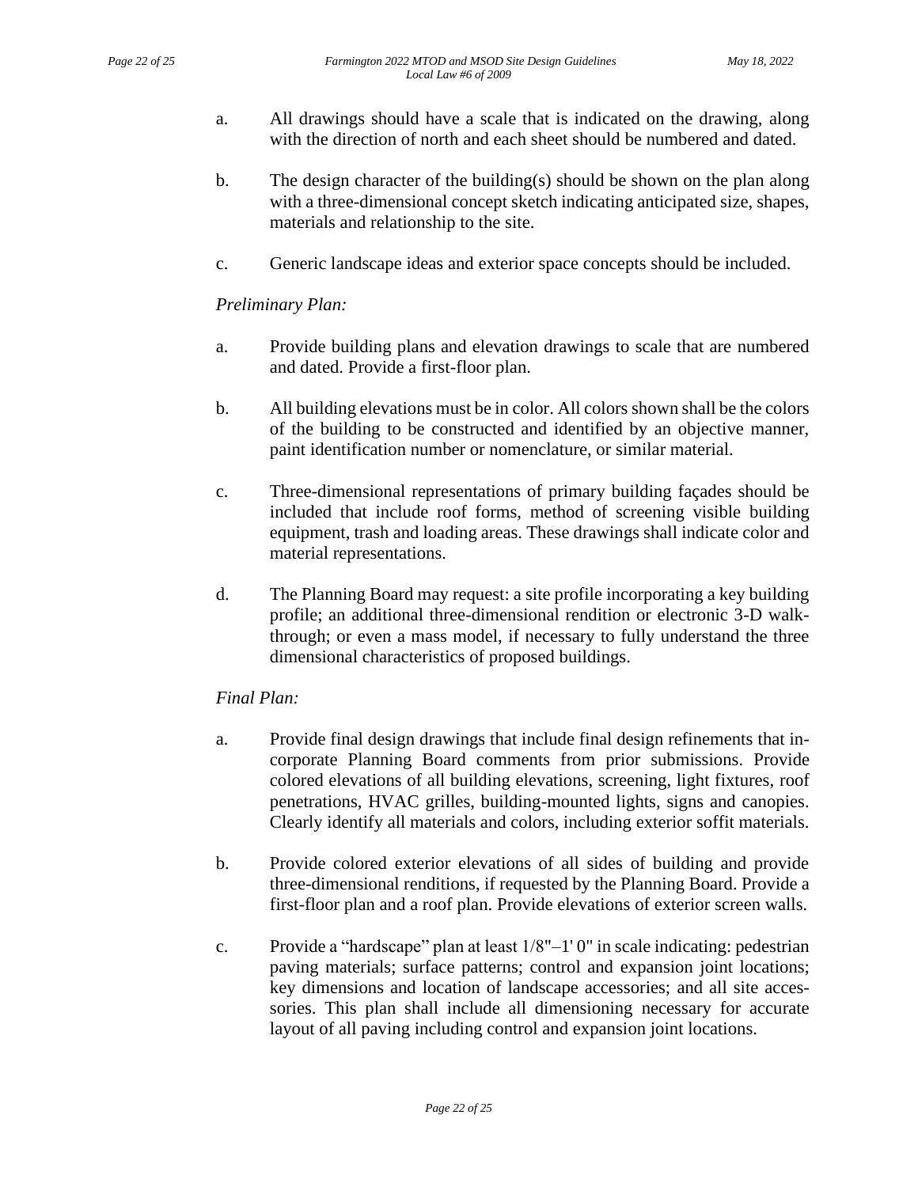a. All drawings should have a scale that is indicated on the drawing, along with the direction of north and each sheet should be numbered and dated.

b. The design character of the building(s) should be shown on the plan along with a three-dimensional concept sketch indicating anticipated size, shapes, materials and relationship to the site.

c. Generic landscape ideas and exterior space concepts should be included.

*Preliminary Plan:*

a. Provide building plans and elevation drawings to scale that are numbered and dated. Provide a first-floor plan.

b. All building elevations must be in color. All colors shown shall be the colors of the building to be constructed and identified by an objective manner, paint identification number or nomenclature, or similar material.

c. Three-dimensional representations of primary building façades should be included that include roof forms, method of screening visible building equipment, trash and loading areas. These drawings shall indicate color and material representations.

d. The Planning Board may request: a site profile incorporating a key building profile; an additional three-dimensional rendition or electronic 3-D walk-through; or even a mass model, if necessary to fully understand the three dimensional characteristics of proposed buildings.

*Final Plan:*

a. Provide final design drawings that include final design refinements that incorporate Planning Board comments from prior submissions. Provide colored elevations of all building elevations, screening, light fixtures, roof penetrations, HVAC grilles, building-mounted lights, signs and canopies. Clearly identify all materials and colors, including exterior soffit materials.

b. Provide colored exterior elevations of all sides of building and provide three-dimensional renditions, if requested by the Planning Board. Provide a first-floor plan and a roof plan. Provide elevations of exterior screen walls.

c. Provide a "hardscape" plan at least 1/8"–1' 0" in scale indicating: pedestrian paving materials; surface patterns; control and expansion joint locations; key dimensions and location of landscape accessories; and all site accessories. This plan shall include all dimensioning necessary for accurate layout of all paving including control and expansion joint locations.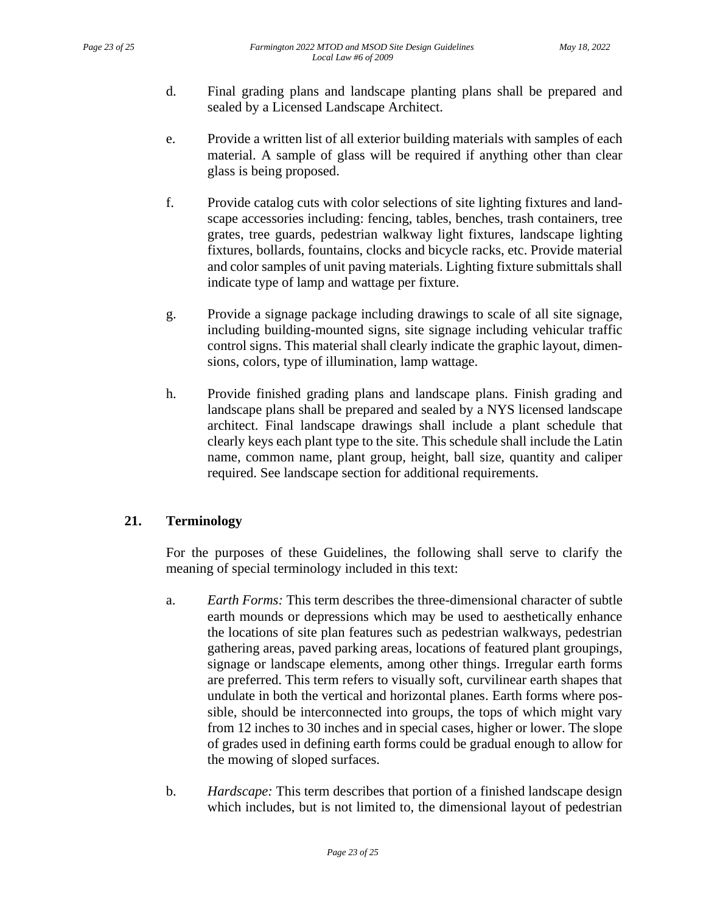d. Final grading plans and landscape planting plans shall be prepared and sealed by a Licensed Landscape Architect.

e. Provide a written list of all exterior building materials with samples of each material. A sample of glass will be required if anything other than clear glass is being proposed.

f. Provide catalog cuts with color selections of site lighting fixtures and landscape accessories including: fencing, tables, benches, trash containers, tree grates, tree guards, pedestrian walkway light fixtures, landscape lighting fixtures, bollards, fountains, clocks and bicycle racks, etc. Provide material and color samples of unit paving materials. Lighting fixture submittals shall indicate type of lamp and wattage per fixture.

g. Provide a signage package including drawings to scale of all site signage, including building-mounted signs, site signage including vehicular traffic control signs. This material shall clearly indicate the graphic layout, dimensions, colors, type of illumination, lamp wattage.

h. Provide finished grading plans and landscape plans. Finish grading and landscape plans shall be prepared and sealed by a NYS licensed landscape architect. Final landscape drawings shall include a plant schedule that clearly keys each plant type to the site. This schedule shall include the Latin name, common name, plant group, height, ball size, quantity and caliper required. See landscape section for additional requirements.

## 21. Terminology

For the purposes of these Guidelines, the following shall serve to clarify the meaning of special terminology included in this text:

a. *Earth Forms:* This term describes the three-dimensional character of subtle earth mounds or depressions which may be used to aesthetically enhance the locations of site plan features such as pedestrian walkways, pedestrian gathering areas, paved parking areas, locations of featured plant groupings, signage or landscape elements, among other things. Irregular earth forms are preferred. This term refers to visually soft, curvilinear earth shapes that undulate in both the vertical and horizontal planes. Earth forms where possible, should be interconnected into groups, the tops of which might vary from 12 inches to 30 inches and in special cases, higher or lower. The slope of grades used in defining earth forms could be gradual enough to allow for the mowing of sloped surfaces.

b. *Hardscape:* This term describes that portion of a finished landscape design which includes, but is not limited to, the dimensional layout of pedestrian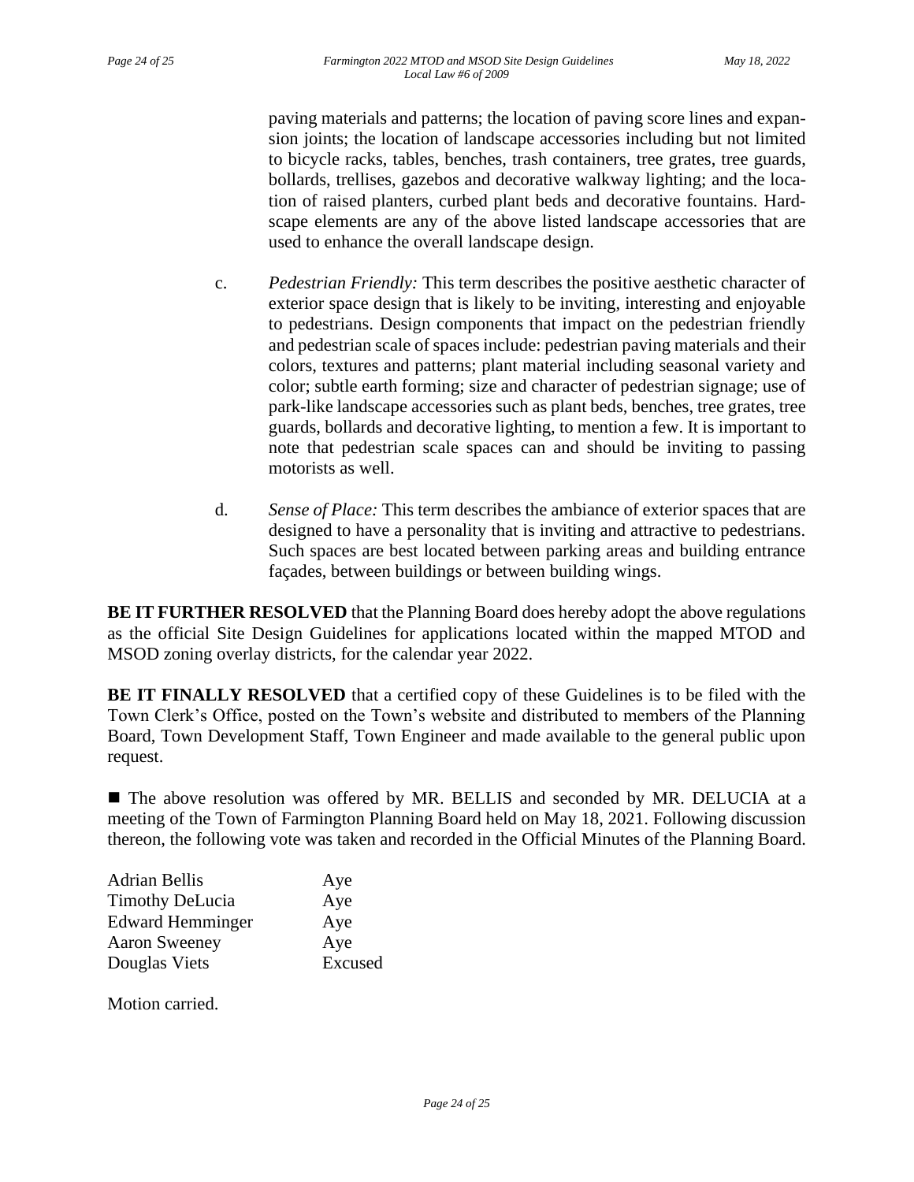paving materials and patterns; the location of paving score lines and expansion joints; the location of landscape accessories including but not limited to bicycle racks, tables, benches, trash containers, tree grates, tree guards, bollards, trellises, gazebos and decorative walkway lighting; and the location of raised planters, curbed plant beds and decorative fountains. Hardscape elements are any of the above listed landscape accessories that are used to enhance the overall landscape design.

c. *Pedestrian Friendly:* This term describes the positive aesthetic character of exterior space design that is likely to be inviting, interesting and enjoyable to pedestrians. Design components that impact on the pedestrian friendly and pedestrian scale of spaces include: pedestrian paving materials and their colors, textures and patterns; plant material including seasonal variety and color; subtle earth forming; size and character of pedestrian signage; use of park-like landscape accessories such as plant beds, benches, tree grates, tree guards, bollards and decorative lighting, to mention a few. It is important to note that pedestrian scale spaces can and should be inviting to passing motorists as well.

d. *Sense of Place:* This term describes the ambiance of exterior spaces that are designed to have a personality that is inviting and attractive to pedestrians. Such spaces are best located between parking areas and building entrance façades, between buildings or between building wings.

**BE IT FURTHER RESOLVED** that the Planning Board does hereby adopt the above regulations as the official Site Design Guidelines for applications located within the mapped MTOD and MSOD zoning overlay districts, for the calendar year 2022.

**BE IT FINALLY RESOLVED** that a certified copy of these Guidelines is to be filed with the Town Clerk's Office, posted on the Town's website and distributed to members of the Planning Board, Town Development Staff, Town Engineer and made available to the general public upon request.

■ The above resolution was offered by MR. BELLIS and seconded by MR. DELUCIA at a meeting of the Town of Farmington Planning Board held on May 18, 2021. Following discussion thereon, the following vote was taken and recorded in the Official Minutes of the Planning Board.

| | |
|---|---|
| Adrian Bellis | Aye |
| Timothy DeLucia | Aye |
| Edward Hemminger | Aye |
| Aaron Sweeney | Aye |
| Douglas Viets | Excused |

Motion carried.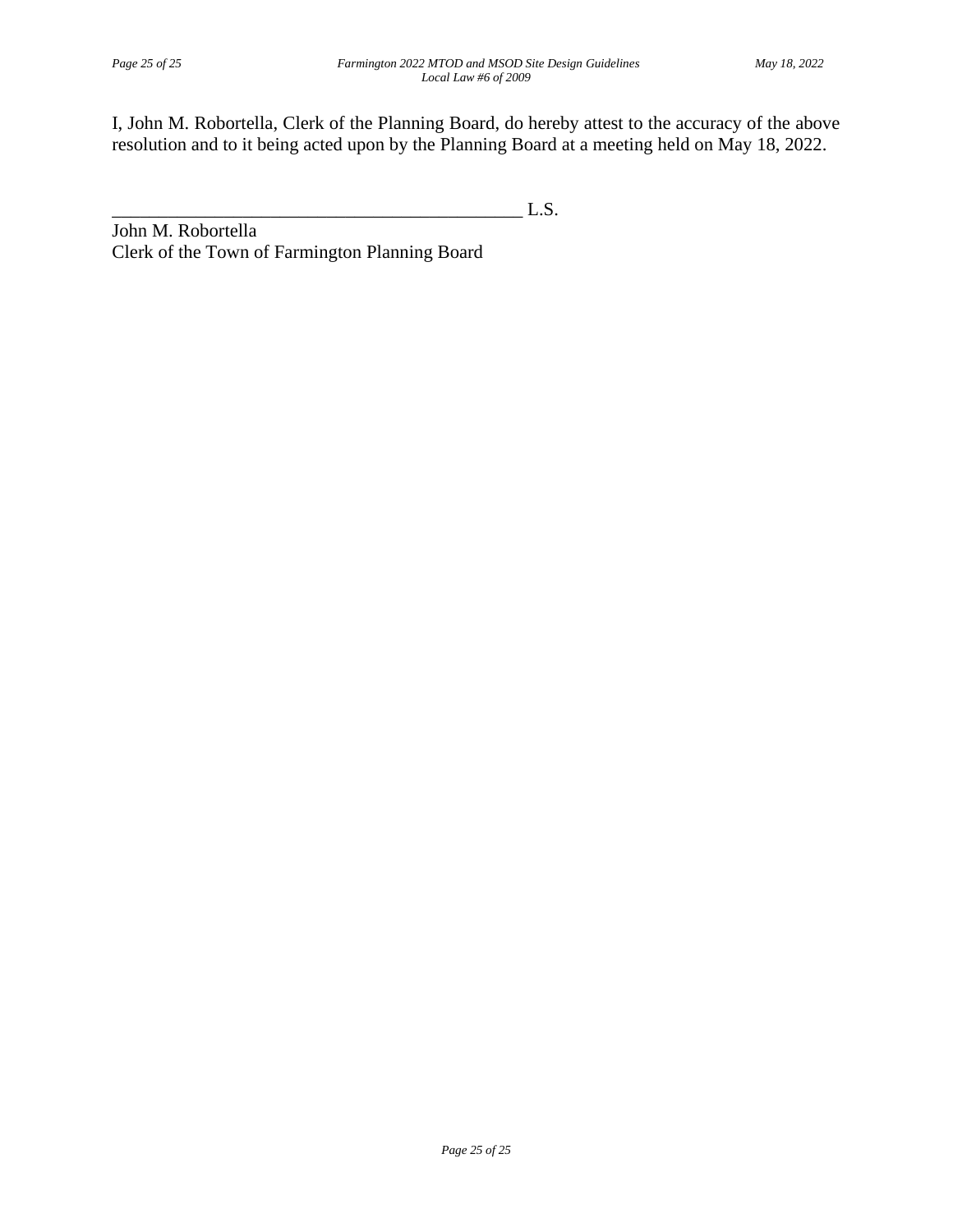I, John M. Robortella, Clerk of the Planning Board, do hereby attest to the accuracy of the above resolution and to it being acted upon by the Planning Board at a meeting held on May 18, 2022.

_____________________________________________ L.S.
John M. Robortella
Clerk of the Town of Farmington Planning Board